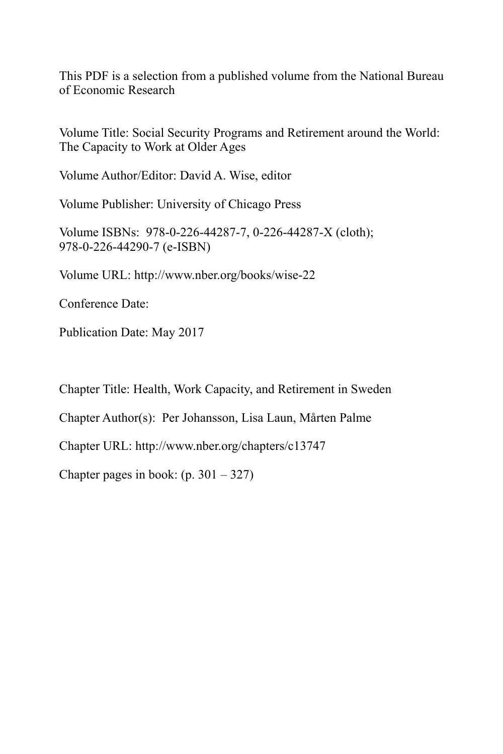This PDF is a selection from a published volume from the National Bureau of Economic Research

Volume Title: Social Security Programs and Retirement around the World: The Capacity to Work at Older Ages

Volume Author/Editor: David A. Wise, editor

Volume Publisher: University of Chicago Press

Volume ISBNs: 978-0-226-44287-7, 0-226-44287-X (cloth); 978-0-226-44290-7 (e-ISBN)

Volume URL: http://www.nber.org/books/wise-22

Conference Date:

Publication Date: May 2017

Chapter Title: Health, Work Capacity, and Retirement in Sweden

Chapter Author(s): Per Johansson, Lisa Laun, Mårten Palme

Chapter URL: http://www.nber.org/chapters/c13747

Chapter pages in book: (p. 301 – 327)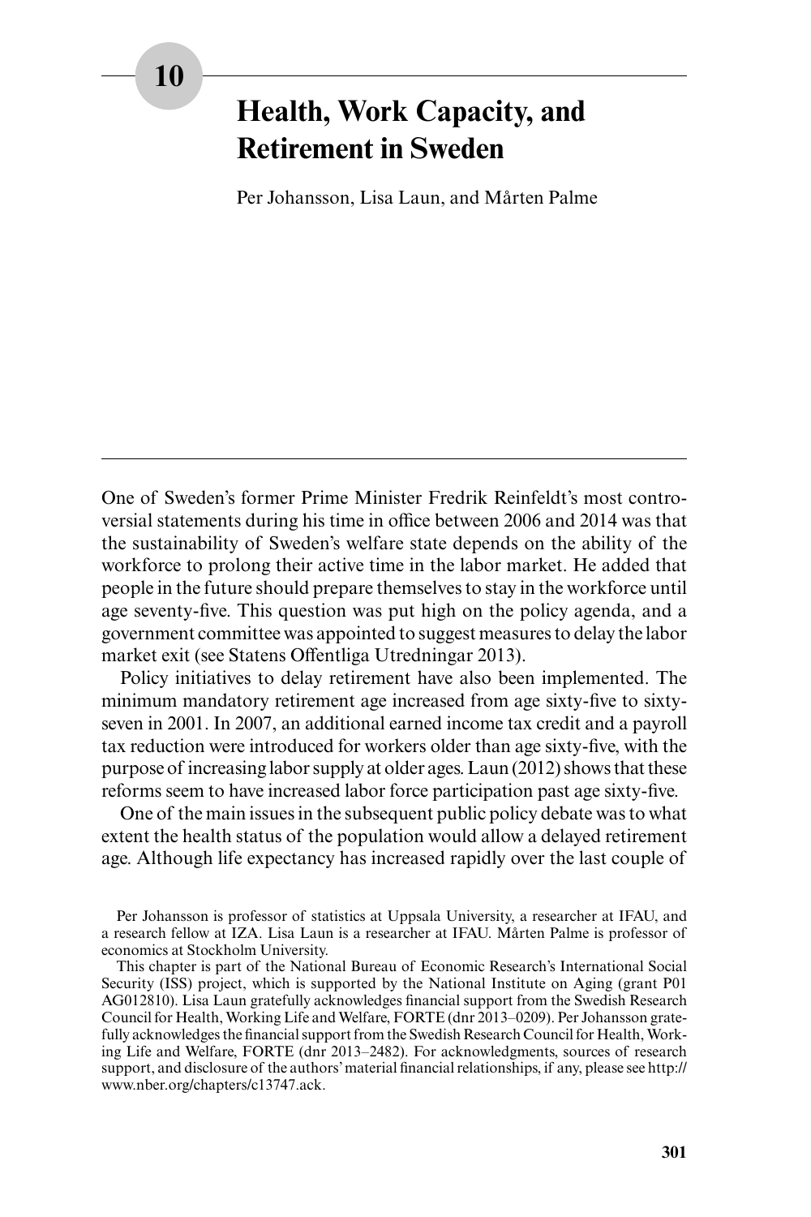# 10

# Health, Work Capacity, and Retirement in Sweden

Per Johansson, Lisa Laun, and Mårten Palme

One of Sweden's former Prime Minister Fredrik Reinfeldt's most controversial statements during his time in office between 2006 and 2014 was that the sustainability of Sweden's welfare state depends on the ability of the workforce to prolong their active time in the labor market. He added that people in the future should prepare themselves to stay in the workforce until age seventy-five. This question was put high on the policy agenda, and a government committee was appointed to suggest measures to delay the labor market exit (see Statens Offentliga Utredningar 2013).

Policy initiatives to delay retirement have also been implemented. The minimum mandatory retirement age increased from age sixty-five to sixty-seven in 2001. In 2007, an additional earned income tax credit and a payroll tax reduction were introduced for workers older than age sixty-five, with the purpose of increasing labor supply at older ages. Laun (2012) shows that these reforms seem to have increased labor force participation past age sixty-five.

One of the main issues in the subsequent public policy debate was to what extent the health status of the population would allow a delayed retirement age. Although life expectancy has increased rapidly over the last couple of

Per Johansson is professor of statistics at Uppsala University, a researcher at IFAU, and a research fellow at IZA. Lisa Laun is a researcher at IFAU. Mårten Palme is professor of economics at Stockholm University.

This chapter is part of the National Bureau of Economic Research's International Social Security (ISS) project, which is supported by the National Institute on Aging (grant P01 AG012810). Lisa Laun gratefully acknowledges financial support from the Swedish Research Council for Health, Working Life and Welfare, FORTE (dnr 2013–0209). Per Johansson gratefully acknowledges the financial support from the Swedish Research Council for Health, Working Life and Welfare, FORTE (dnr 2013–2482). For acknowledgments, sources of research support, and disclosure of the authors' material financial relationships, if any, please see http://www.nber.org/chapters/c13747.ack.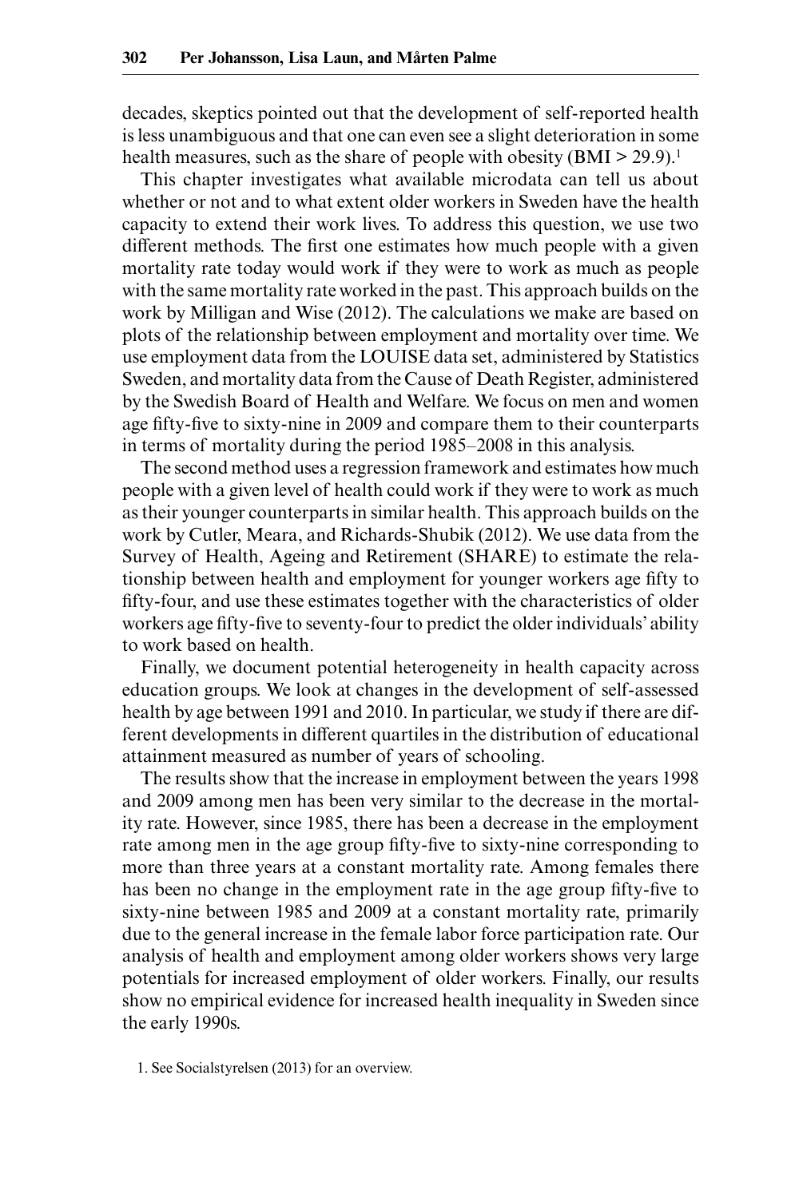decades, skeptics pointed out that the development of self-reported health is less unambiguous and that one can even see a slight deterioration in some health measures, such as the share of people with obesity (BMI > 29.9).[1]

This chapter investigates what available microdata can tell us about whether or not and to what extent older workers in Sweden have the health capacity to extend their work lives. To address this question, we use two different methods. The first one estimates how much people with a given mortality rate today would work if they were to work as much as people with the same mortality rate worked in the past. This approach builds on the work by Milligan and Wise (2012). The calculations we make are based on plots of the relationship between employment and mortality over time. We use employment data from the LOUISE data set, administered by Statistics Sweden, and mortality data from the Cause of Death Register, administered by the Swedish Board of Health and Welfare. We focus on men and women age fifty-five to sixty-nine in 2009 and compare them to their counterparts in terms of mortality during the period 1985–2008 in this analysis.

The second method uses a regression framework and estimates how much people with a given level of health could work if they were to work as much as their younger counterparts in similar health. This approach builds on the work by Cutler, Meara, and Richards-Shubik (2012). We use data from the Survey of Health, Ageing and Retirement (SHARE) to estimate the relationship between health and employment for younger workers age fifty to fifty-four, and use these estimates together with the characteristics of older workers age fifty-five to seventy-four to predict the older individuals' ability to work based on health.

Finally, we document potential heterogeneity in health capacity across education groups. We look at changes in the development of self-assessed health by age between 1991 and 2010. In particular, we study if there are different developments in different quartiles in the distribution of educational attainment measured as number of years of schooling.

The results show that the increase in employment between the years 1998 and 2009 among men has been very similar to the decrease in the mortality rate. However, since 1985, there has been a decrease in the employment rate among men in the age group fifty-five to sixty-nine corresponding to more than three years at a constant mortality rate. Among females there has been no change in the employment rate in the age group fifty-five to sixty-nine between 1985 and 2009 at a constant mortality rate, primarily due to the general increase in the female labor force participation rate. Our analysis of health and employment among older workers shows very large potentials for increased employment of older workers. Finally, our results show no empirical evidence for increased health inequality in Sweden since the early 1990s.

1. See Socialstyrelsen (2013) for an overview.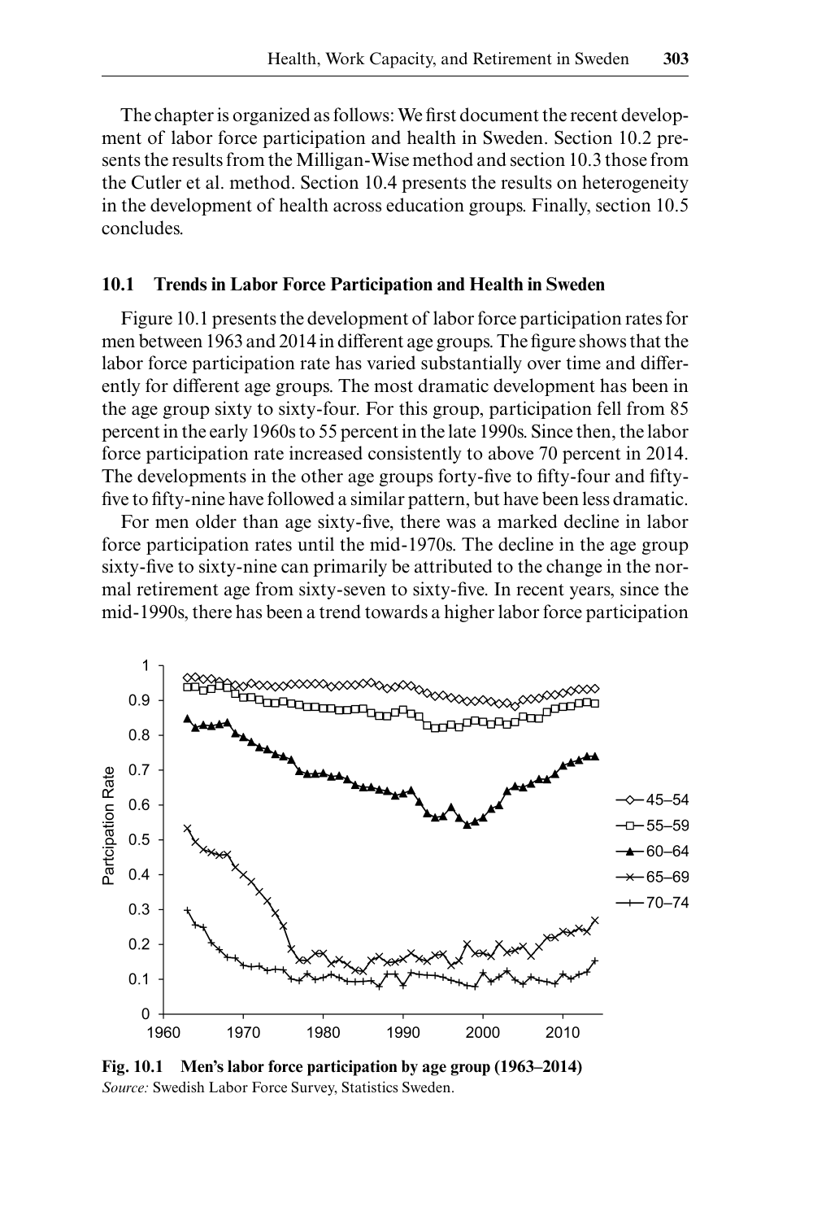The chapter is organized as follows: We first document the recent development of labor force participation and health in Sweden. Section 10.2 presents the results from the Milligan-Wise method and section 10.3 those from the Cutler et al. method. Section 10.4 presents the results on heterogeneity in the development of health across education groups. Finally, section 10.5 concludes.

## 10.1 Trends in Labor Force Participation and Health in Sweden

Figure 10.1 presents the development of labor force participation rates for men between 1963 and 2014 in different age groups. The figure shows that the labor force participation rate has varied substantially over time and differently for different age groups. The most dramatic development has been in the age group sixty to sixty-four. For this group, participation fell from 85 percent in the early 1960s to 55 percent in the late 1990s. Since then, the labor force participation rate increased consistently to above 70 percent in 2014. The developments in the other age groups forty-five to fifty-four and fifty-five to fifty-nine have followed a similar pattern, but have been less dramatic.

For men older than age sixty-five, there was a marked decline in labor force participation rates until the mid-1970s. The decline in the age group sixty-five to sixty-nine can primarily be attributed to the change in the normal retirement age from sixty-seven to sixty-five. In recent years, since the mid-1990s, there has been a trend towards a higher labor force participation

**Fig. 10.1 Men's labor force participation by age group (1963–2014)**
*Source:* Swedish Labor Force Survey, Statistics Sweden.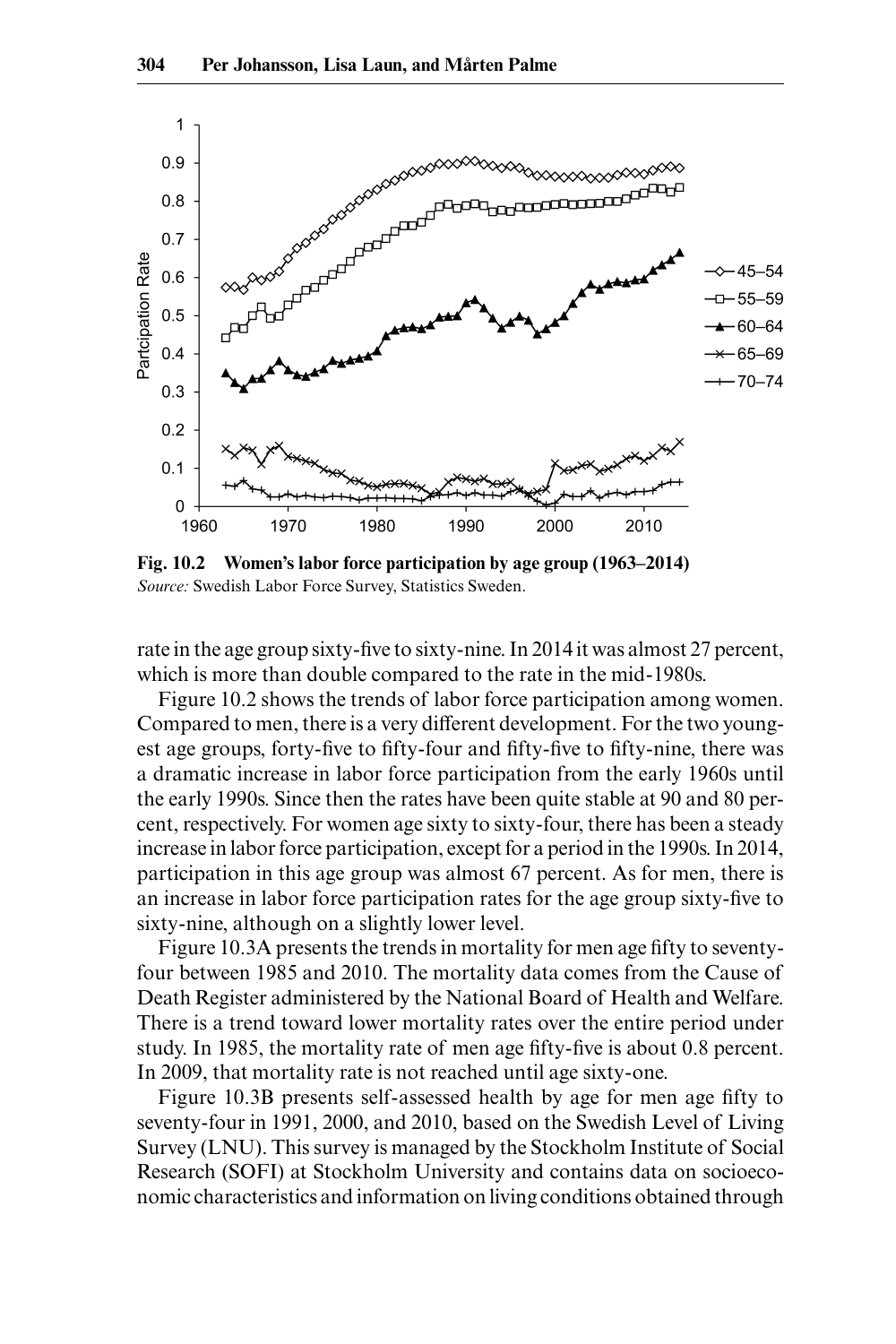**Fig. 10.2 Women's labor force participation by age group (1963–2014)**
*Source:* Swedish Labor Force Survey, Statistics Sweden.

rate in the age group sixty-five to sixty-nine. In 2014 it was almost 27 percent, which is more than double compared to the rate in the mid-1980s.

Figure 10.2 shows the trends of labor force participation among women. Compared to men, there is a very different development. For the two youngest age groups, forty-five to fifty-four and fifty-five to fifty-nine, there was a dramatic increase in labor force participation from the early 1960s until the early 1990s. Since then the rates have been quite stable at 90 and 80 percent, respectively. For women age sixty to sixty-four, there has been a steady increase in labor force participation, except for a period in the 1990s. In 2014, participation in this age group was almost 67 percent. As for men, there is an increase in labor force participation rates for the age group sixty-five to sixty-nine, although on a slightly lower level.

Figure 10.3A presents the trends in mortality for men age fifty to seventy-four between 1985 and 2010. The mortality data comes from the Cause of Death Register administered by the National Board of Health and Welfare. There is a trend toward lower mortality rates over the entire period under study. In 1985, the mortality rate of men age fifty-five is about 0.8 percent. In 2009, that mortality rate is not reached until age sixty-one.

Figure 10.3B presents self-assessed health by age for men age fifty to seventy-four in 1991, 2000, and 2010, based on the Swedish Level of Living Survey (LNU). This survey is managed by the Stockholm Institute of Social Research (SOFI) at Stockholm University and contains data on socioeconomic characteristics and information on living conditions obtained through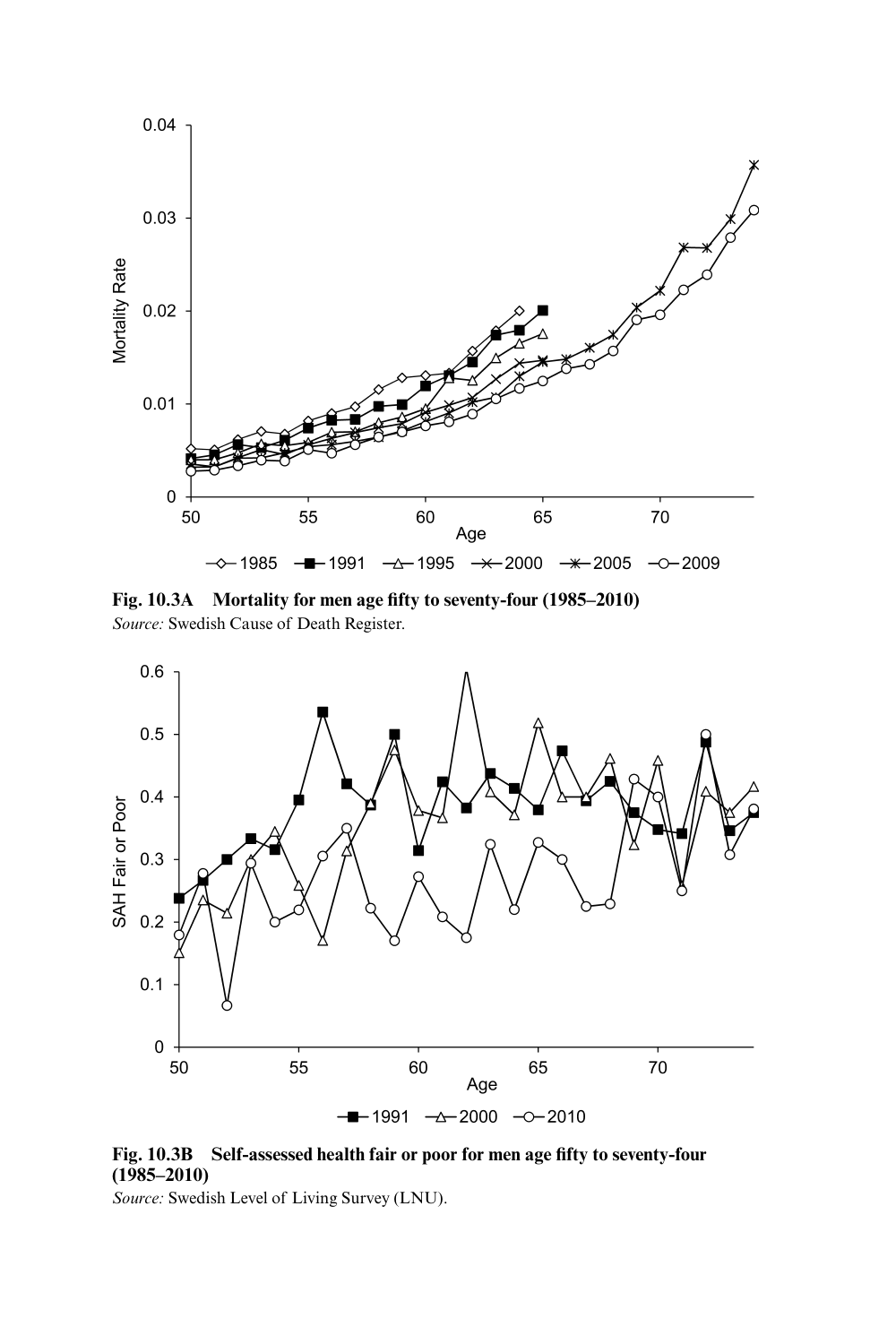**Fig. 10.3A Mortality for men age fifty to seventy-four (1985–2010)**
*Source:* Swedish Cause of Death Register.

**Fig. 10.3B Self-assessed health fair or poor for men age fifty to seventy-four (1985–2010)**
*Source:* Swedish Level of Living Survey (LNU).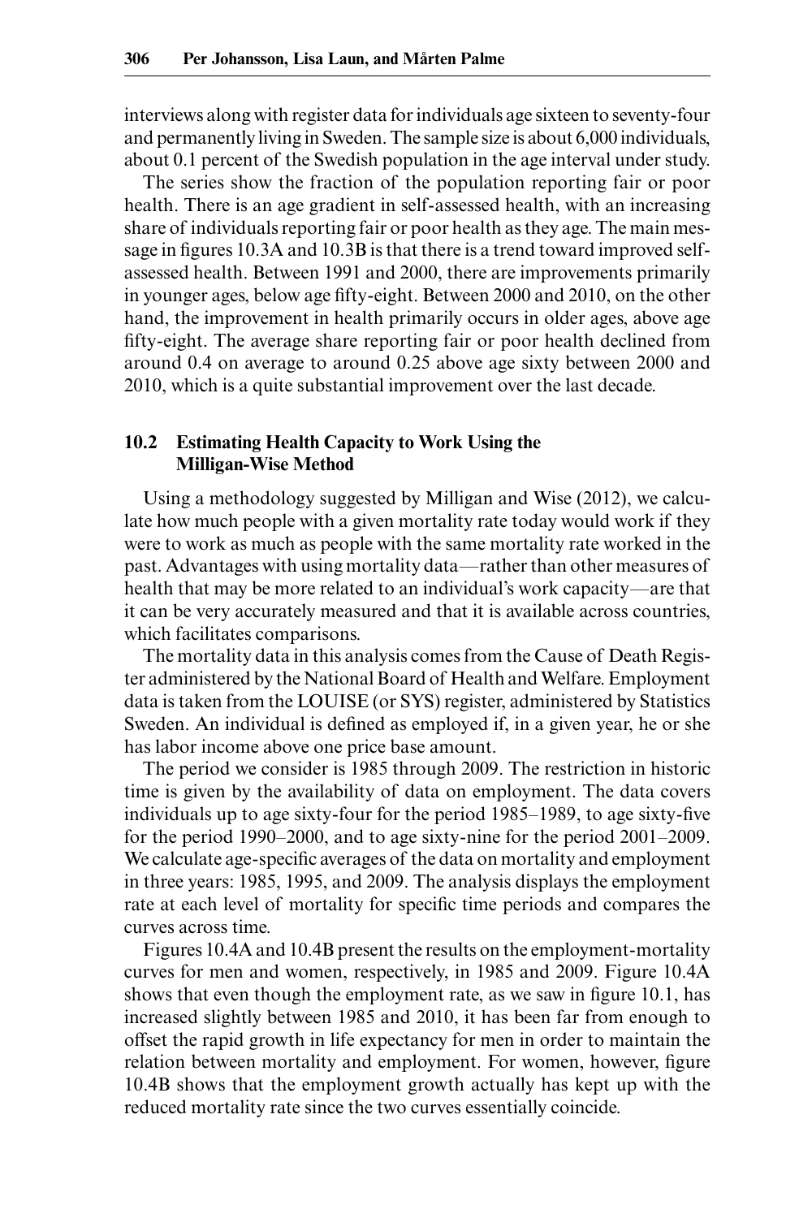interviews along with register data for individuals age sixteen to seventy-four and permanently living in Sweden. The sample size is about 6,000 individuals, about 0.1 percent of the Swedish population in the age interval under study.

The series show the fraction of the population reporting fair or poor health. There is an age gradient in self-assessed health, with an increasing share of individuals reporting fair or poor health as they age. The main message in figures 10.3A and 10.3B is that there is a trend toward improved self-assessed health. Between 1991 and 2000, there are improvements primarily in younger ages, below age fifty-eight. Between 2000 and 2010, on the other hand, the improvement in health primarily occurs in older ages, above age fifty-eight. The average share reporting fair or poor health declined from around 0.4 on average to around 0.25 above age sixty between 2000 and 2010, which is a quite substantial improvement over the last decade.

## 10.2 Estimating Health Capacity to Work Using the Milligan-Wise Method

Using a methodology suggested by Milligan and Wise (2012), we calculate how much people with a given mortality rate today would work if they were to work as much as people with the same mortality rate worked in the past. Advantages with using mortality data—rather than other measures of health that may be more related to an individual's work capacity—are that it can be very accurately measured and that it is available across countries, which facilitates comparisons.

The mortality data in this analysis comes from the Cause of Death Register administered by the National Board of Health and Welfare. Employment data is taken from the LOUISE (or SYS) register, administered by Statistics Sweden. An individual is defined as employed if, in a given year, he or she has labor income above one price base amount.

The period we consider is 1985 through 2009. The restriction in historic time is given by the availability of data on employment. The data covers individuals up to age sixty-four for the period 1985–1989, to age sixty-five for the period 1990–2000, and to age sixty-nine for the period 2001–2009. We calculate age-specific averages of the data on mortality and employment in three years: 1985, 1995, and 2009. The analysis displays the employment rate at each level of mortality for specific time periods and compares the curves across time.

Figures 10.4A and 10.4B present the results on the employment-mortality curves for men and women, respectively, in 1985 and 2009. Figure 10.4A shows that even though the employment rate, as we saw in figure 10.1, has increased slightly between 1985 and 2010, it has been far from enough to offset the rapid growth in life expectancy for men in order to maintain the relation between mortality and employment. For women, however, figure 10.4B shows that the employment growth actually has kept up with the reduced mortality rate since the two curves essentially coincide.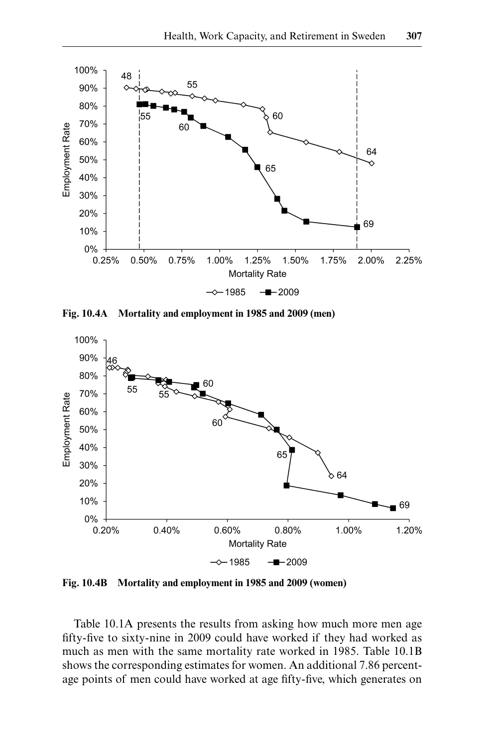Fig. 10.4A Mortality and employment in 1985 and 2009 (men)

Fig. 10.4B Mortality and employment in 1985 and 2009 (women)

Table 10.1A presents the results from asking how much more men age fifty-five to sixty-nine in 2009 could have worked if they had worked as much as men with the same mortality rate worked in 1985. Table 10.1B shows the corresponding estimates for women. An additional 7.86 percentage points of men could have worked at age fifty-five, which generates on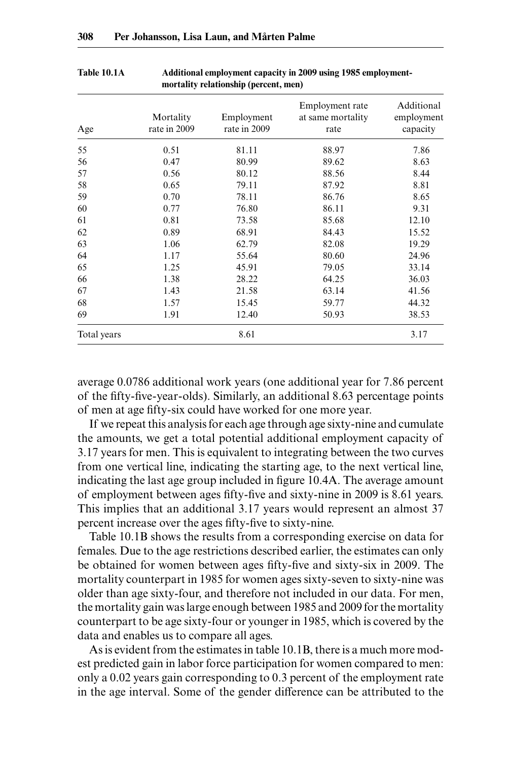**Table 10.1A Additional employment capacity in 2009 using 1985 employment-mortality relationship (percent, men)**

| Age | Mortality rate in 2009 | Employment rate in 2009 | Employment rate at same mortality rate | Additional employment capacity |
|---|---|---|---|---|
| 55 | 0.51 | 81.11 | 88.97 | 7.86 |
| 56 | 0.47 | 80.99 | 89.62 | 8.63 |
| 57 | 0.56 | 80.12 | 88.56 | 8.44 |
| 58 | 0.65 | 79.11 | 87.92 | 8.81 |
| 59 | 0.70 | 78.11 | 86.76 | 8.65 |
| 60 | 0.77 | 76.80 | 86.11 | 9.31 |
| 61 | 0.81 | 73.58 | 85.68 | 12.10 |
| 62 | 0.89 | 68.91 | 84.43 | 15.52 |
| 63 | 1.06 | 62.79 | 82.08 | 19.29 |
| 64 | 1.17 | 55.64 | 80.60 | 24.96 |
| 65 | 1.25 | 45.91 | 79.05 | 33.14 |
| 66 | 1.38 | 28.22 | 64.25 | 36.03 |
| 67 | 1.43 | 21.58 | 63.14 | 41.56 |
| 68 | 1.57 | 15.45 | 59.77 | 44.32 |
| 69 | 1.91 | 12.40 | 50.93 | 38.53 |
| Total years | | 8.61 | | 3.17 |

average 0.0786 additional work years (one additional year for 7.86 percent of the fifty-five-year-olds). Similarly, an additional 8.63 percentage points of men at age fifty-six could have worked for one more year.

If we repeat this analysis for each age through age sixty-nine and cumulate the amounts, we get a total potential additional employment capacity of 3.17 years for men. This is equivalent to integrating between the two curves from one vertical line, indicating the starting age, to the next vertical line, indicating the last age group included in figure 10.4A. The average amount of employment between ages fifty-five and sixty-nine in 2009 is 8.61 years. This implies that an additional 3.17 years would represent an almost 37 percent increase over the ages fifty-five to sixty-nine.

Table 10.1B shows the results from a corresponding exercise on data for females. Due to the age restrictions described earlier, the estimates can only be obtained for women between ages fifty-five and sixty-six in 2009. The mortality counterpart in 1985 for women ages sixty-seven to sixty-nine was older than age sixty-four, and therefore not included in our data. For men, the mortality gain was large enough between 1985 and 2009 for the mortality counterpart to be age sixty-four or younger in 1985, which is covered by the data and enables us to compare all ages.

As is evident from the estimates in table 10.1B, there is a much more modest predicted gain in labor force participation for women compared to men: only a 0.02 years gain corresponding to 0.3 percent of the employment rate in the age interval. Some of the gender difference can be attributed to the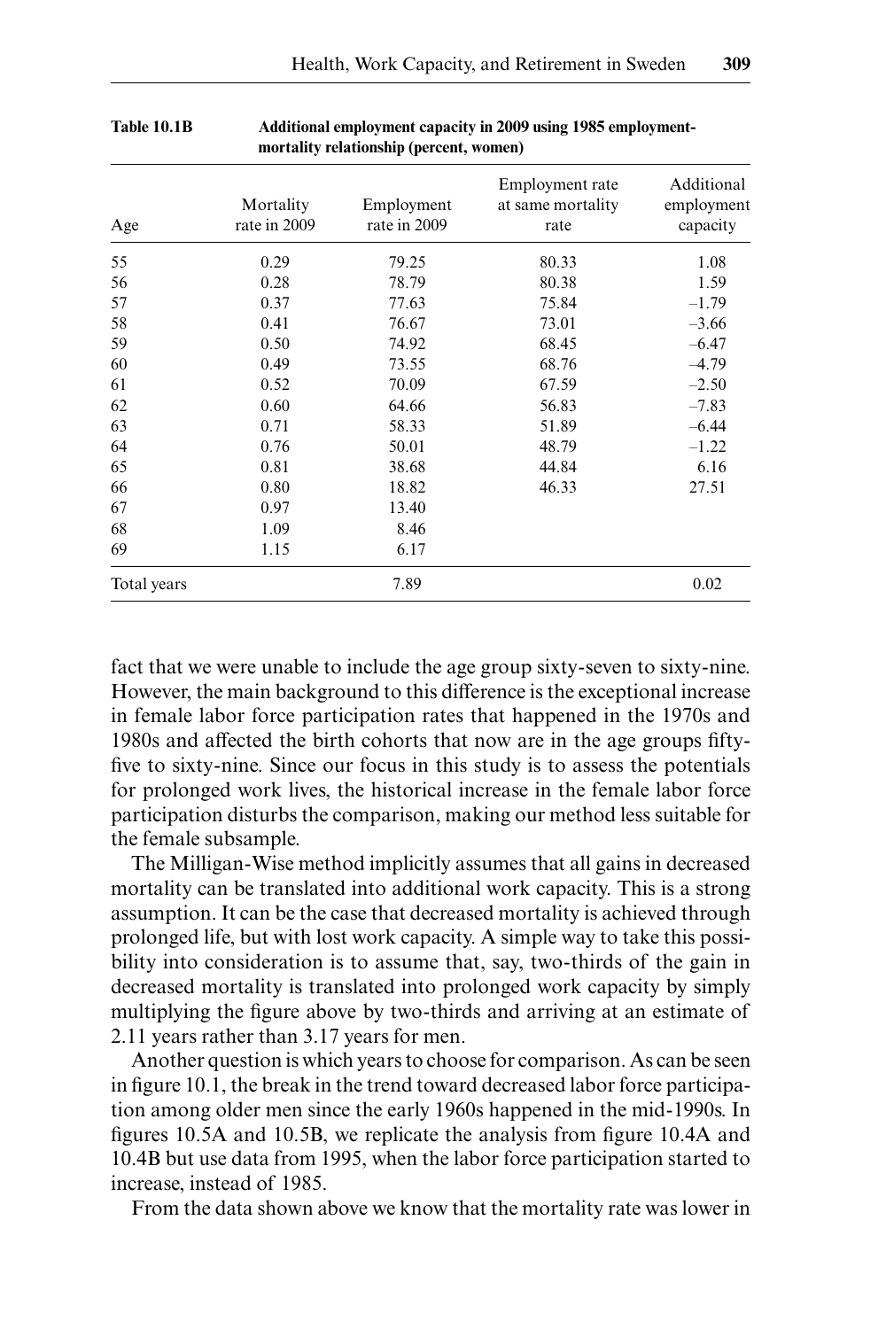**Table 10.1B Additional employment capacity in 2009 using 1985 employment-mortality relationship (percent, women)**

| Age | Mortality rate in 2009 | Employment rate in 2009 | Employment rate at same mortality rate | Additional employment capacity |
|---|---|---|---|---|
| 55 | 0.29 | 79.25 | 80.33 | 1.08 |
| 56 | 0.28 | 78.79 | 80.38 | 1.59 |
| 57 | 0.37 | 77.63 | 75.84 | –1.79 |
| 58 | 0.41 | 76.67 | 73.01 | –3.66 |
| 59 | 0.50 | 74.92 | 68.45 | –6.47 |
| 60 | 0.49 | 73.55 | 68.76 | –4.79 |
| 61 | 0.52 | 70.09 | 67.59 | –2.50 |
| 62 | 0.60 | 64.66 | 56.83 | –7.83 |
| 63 | 0.71 | 58.33 | 51.89 | –6.44 |
| 64 | 0.76 | 50.01 | 48.79 | –1.22 |
| 65 | 0.81 | 38.68 | 44.84 | 6.16 |
| 66 | 0.80 | 18.82 | 46.33 | 27.51 |
| 67 | 0.97 | 13.40 | | |
| 68 | 1.09 | 8.46 | | |
| 69 | 1.15 | 6.17 | | |
| Total years | | 7.89 | | 0.02 |

fact that we were unable to include the age group sixty-seven to sixty-nine. However, the main background to this difference is the exceptional increase in female labor force participation rates that happened in the 1970s and 1980s and affected the birth cohorts that now are in the age groups fifty-five to sixty-nine. Since our focus in this study is to assess the potentials for prolonged work lives, the historical increase in the female labor force participation disturbs the comparison, making our method less suitable for the female subsample.

The Milligan-Wise method implicitly assumes that all gains in decreased mortality can be translated into additional work capacity. This is a strong assumption. It can be the case that decreased mortality is achieved through prolonged life, but with lost work capacity. A simple way to take this possibility into consideration is to assume that, say, two-thirds of the gain in decreased mortality is translated into prolonged work capacity by simply multiplying the figure above by two-thirds and arriving at an estimate of 2.11 years rather than 3.17 years for men.

Another question is which years to choose for comparison. As can be seen in figure 10.1, the break in the trend toward decreased labor force participation among older men since the early 1960s happened in the mid-1990s. In figures 10.5A and 10.5B, we replicate the analysis from figure 10.4A and 10.4B but use data from 1995, when the labor force participation started to increase, instead of 1985.

From the data shown above we know that the mortality rate was lower in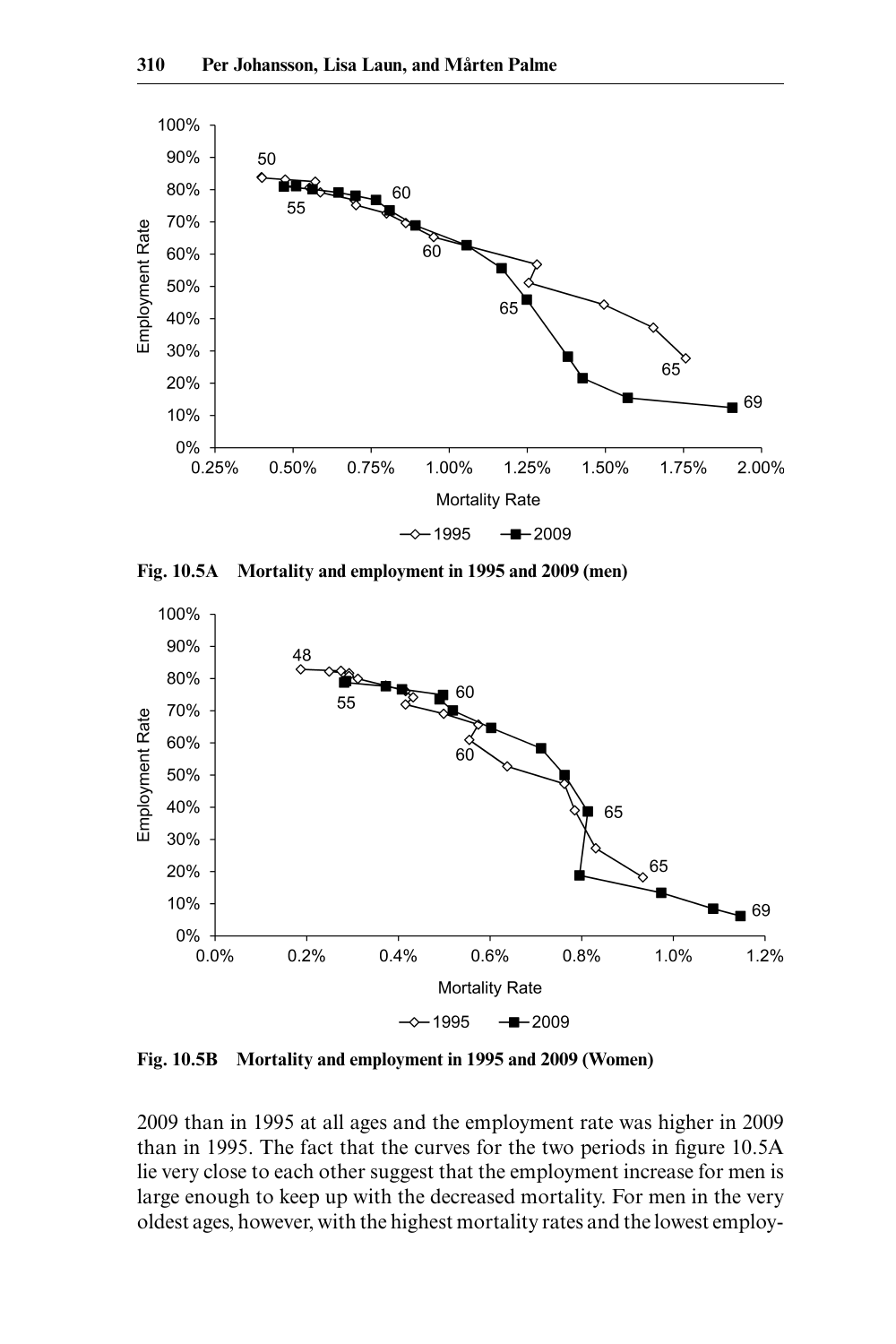Fig. 10.5A Mortality and employment in 1995 and 2009 (men)

Fig. 10.5B Mortality and employment in 1995 and 2009 (Women)

2009 than in 1995 at all ages and the employment rate was higher in 2009 than in 1995. The fact that the curves for the two periods in figure 10.5A lie very close to each other suggest that the employment increase for men is large enough to keep up with the decreased mortality. For men in the very oldest ages, however, with the highest mortality rates and the lowest employ-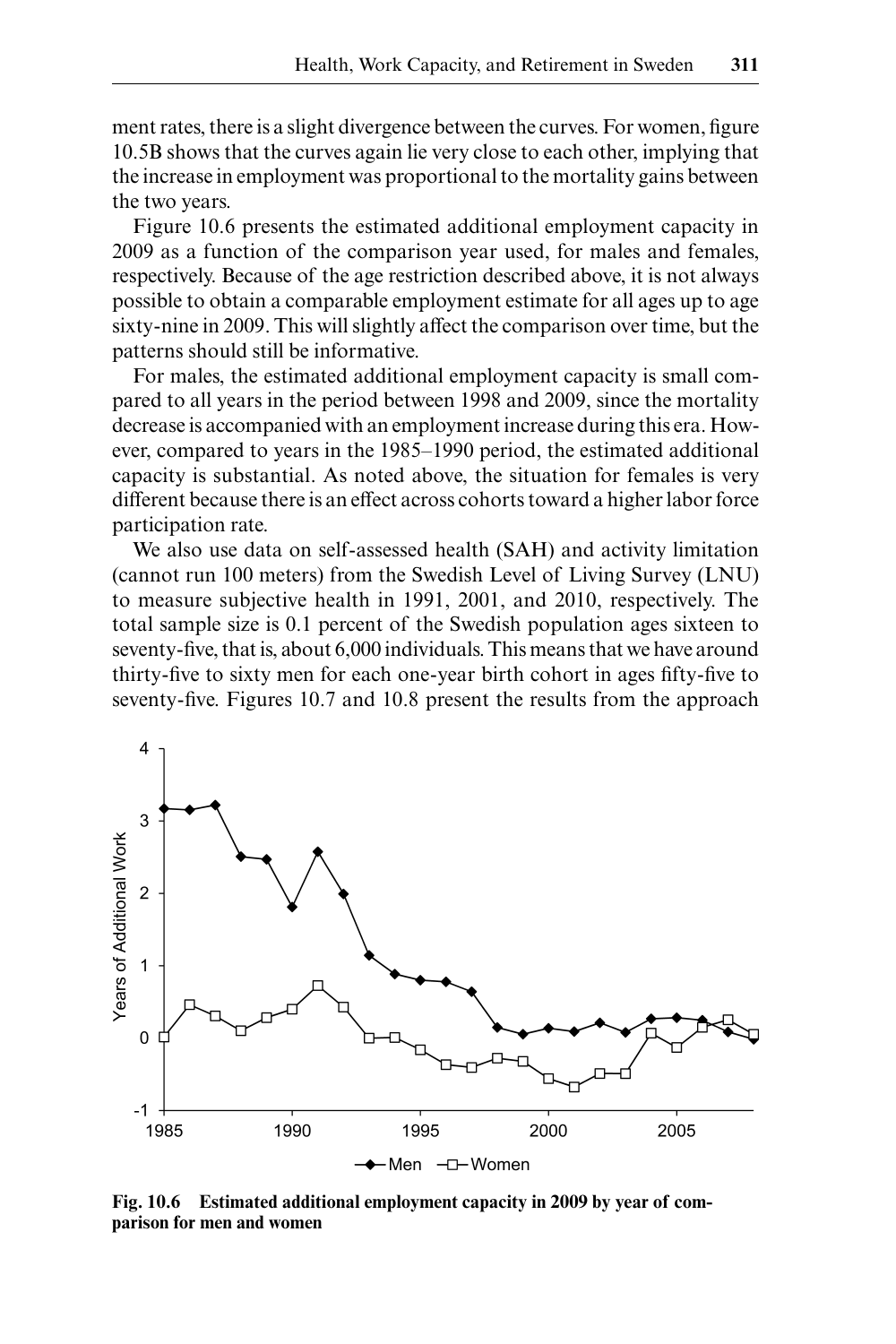ment rates, there is a slight divergence between the curves. For women, figure 10.5B shows that the curves again lie very close to each other, implying that the increase in employment was proportional to the mortality gains between the two years.

Figure 10.6 presents the estimated additional employment capacity in 2009 as a function of the comparison year used, for males and females, respectively. Because of the age restriction described above, it is not always possible to obtain a comparable employment estimate for all ages up to age sixty-nine in 2009. This will slightly affect the comparison over time, but the patterns should still be informative.

For males, the estimated additional employment capacity is small compared to all years in the period between 1998 and 2009, since the mortality decrease is accompanied with an employment increase during this era. However, compared to years in the 1985–1990 period, the estimated additional capacity is substantial. As noted above, the situation for females is very different because there is an effect across cohorts toward a higher labor force participation rate.

We also use data on self-assessed health (SAH) and activity limitation (cannot run 100 meters) from the Swedish Level of Living Survey (LNU) to measure subjective health in 1991, 2001, and 2010, respectively. The total sample size is 0.1 percent of the Swedish population ages sixteen to seventy-five, that is, about 6,000 individuals. This means that we have around thirty-five to sixty men for each one-year birth cohort in ages fifty-five to seventy-five. Figures 10.7 and 10.8 present the results from the approach

**Fig. 10.6 Estimated additional employment capacity in 2009 by year of comparison for men and women**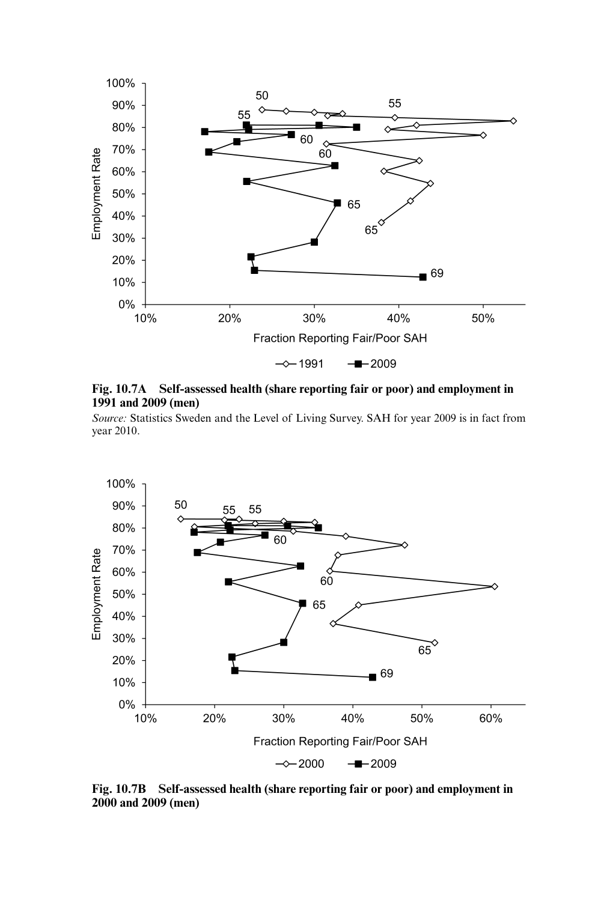**Fig. 10.7A Self-assessed health (share reporting fair or poor) and employment in 1991 and 2009 (men)**

*Source:* Statistics Sweden and the Level of Living Survey. SAH for year 2009 is in fact from year 2010.

**Fig. 10.7B Self-assessed health (share reporting fair or poor) and employment in 2000 and 2009 (men)**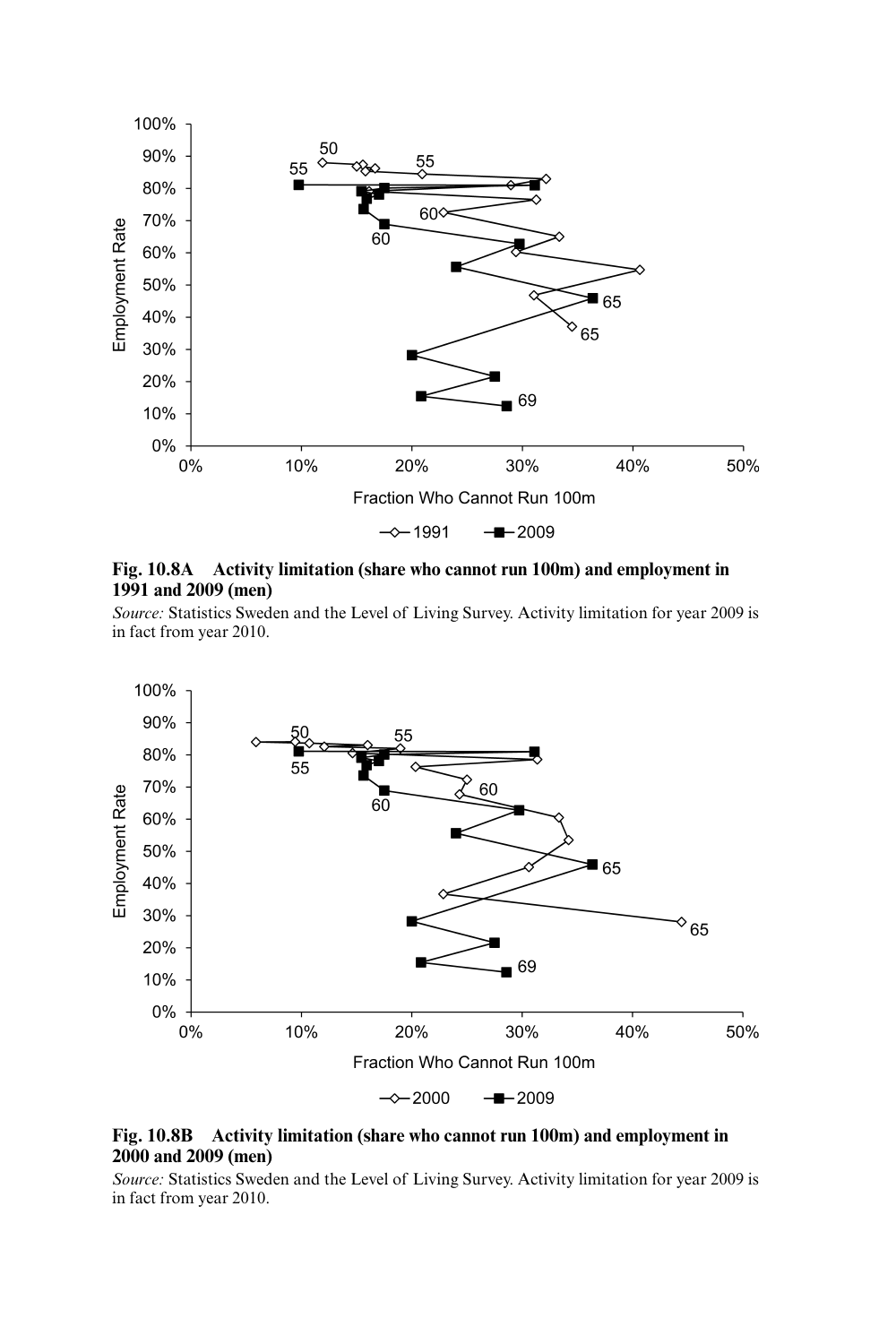**Fig. 10.8A Activity limitation (share who cannot run 100m) and employment in 1991 and 2009 (men)**

*Source:* Statistics Sweden and the Level of Living Survey. Activity limitation for year 2009 is in fact from year 2010.

**Fig. 10.8B Activity limitation (share who cannot run 100m) and employment in 2000 and 2009 (men)**

*Source:* Statistics Sweden and the Level of Living Survey. Activity limitation for year 2009 is in fact from year 2010.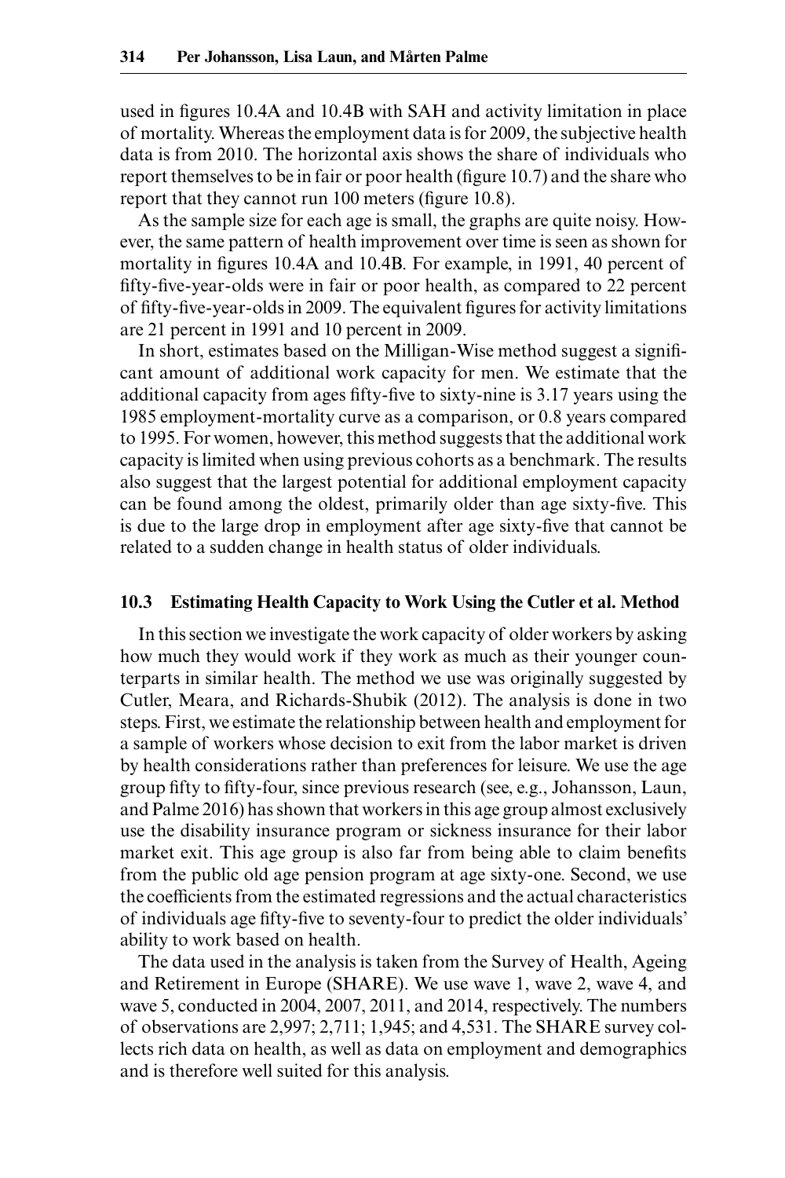used in figures 10.4A and 10.4B with SAH and activity limitation in place of mortality. Whereas the employment data is for 2009, the subjective health data is from 2010. The horizontal axis shows the share of individuals who report themselves to be in fair or poor health (figure 10.7) and the share who report that they cannot run 100 meters (figure 10.8).

As the sample size for each age is small, the graphs are quite noisy. However, the same pattern of health improvement over time is seen as shown for mortality in figures 10.4A and 10.4B. For example, in 1991, 40 percent of fifty-five-year-olds were in fair or poor health, as compared to 22 percent of fifty-five-year-olds in 2009. The equivalent figures for activity limitations are 21 percent in 1991 and 10 percent in 2009.

In short, estimates based on the Milligan-Wise method suggest a significant amount of additional work capacity for men. We estimate that the additional capacity from ages fifty-five to sixty-nine is 3.17 years using the 1985 employment-mortality curve as a comparison, or 0.8 years compared to 1995. For women, however, this method suggests that the additional work capacity is limited when using previous cohorts as a benchmark. The results also suggest that the largest potential for additional employment capacity can be found among the oldest, primarily older than age sixty-five. This is due to the large drop in employment after age sixty-five that cannot be related to a sudden change in health status of older individuals.

## 10.3 Estimating Health Capacity to Work Using the Cutler et al. Method

In this section we investigate the work capacity of older workers by asking how much they would work if they work as much as their younger counterparts in similar health. The method we use was originally suggested by Cutler, Meara, and Richards-Shubik (2012). The analysis is done in two steps. First, we estimate the relationship between health and employment for a sample of workers whose decision to exit from the labor market is driven by health considerations rather than preferences for leisure. We use the age group fifty to fifty-four, since previous research (see, e.g., Johansson, Laun, and Palme 2016) has shown that workers in this age group almost exclusively use the disability insurance program or sickness insurance for their labor market exit. This age group is also far from being able to claim benefits from the public old age pension program at age sixty-one. Second, we use the coefficients from the estimated regressions and the actual characteristics of individuals age fifty-five to seventy-four to predict the older individuals' ability to work based on health.

The data used in the analysis is taken from the Survey of Health, Ageing and Retirement in Europe (SHARE). We use wave 1, wave 2, wave 4, and wave 5, conducted in 2004, 2007, 2011, and 2014, respectively. The numbers of observations are 2,997; 2,711; 1,945; and 4,531. The SHARE survey collects rich data on health, as well as data on employment and demographics and is therefore well suited for this analysis.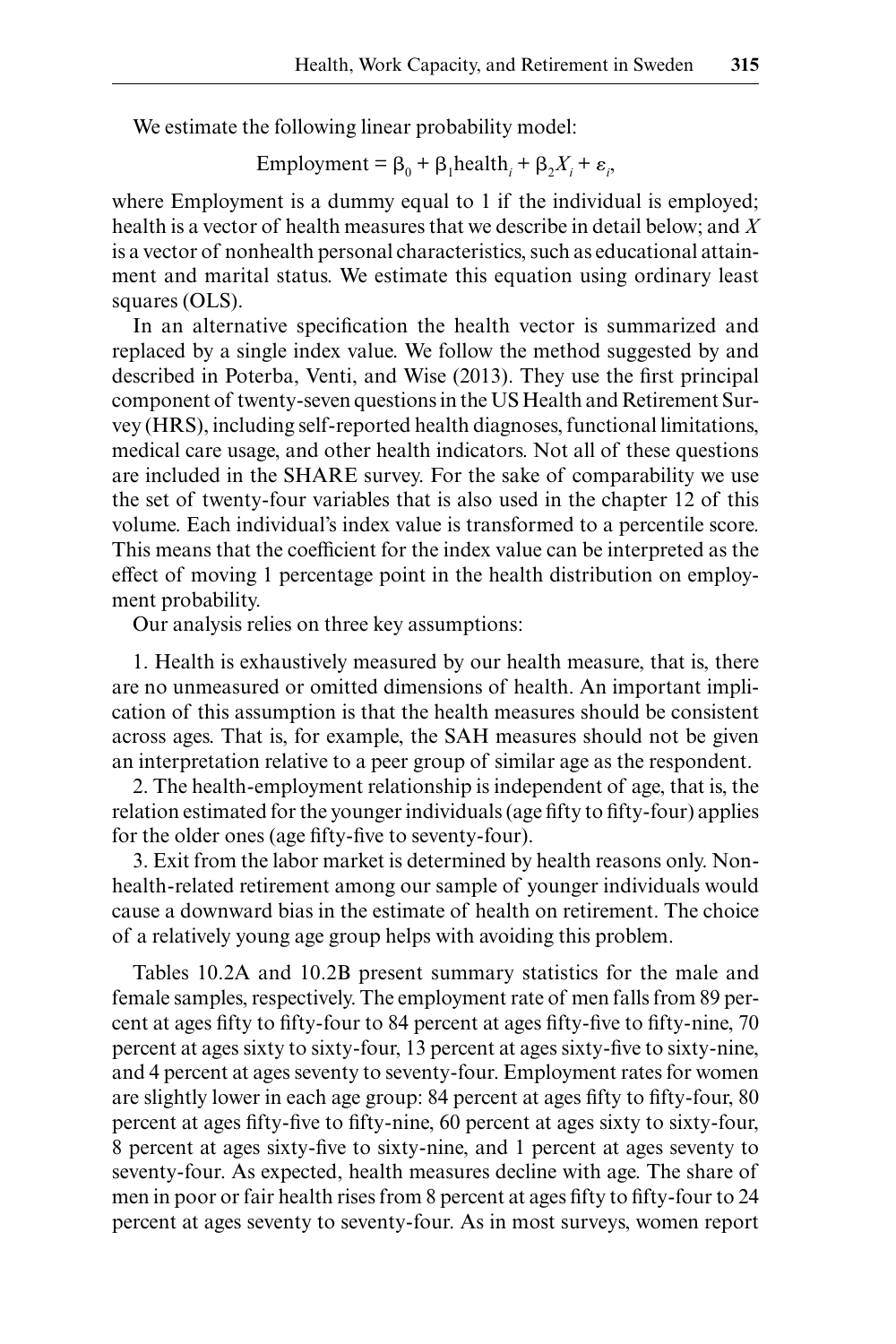We estimate the following linear probability model:

$$\text{Employment} = \beta_0 + \beta_1 \text{health}_i + \beta_2 X_i + \varepsilon_i,$$

where Employment is a dummy equal to 1 if the individual is employed; health is a vector of health measures that we describe in detail below; and $X$ is a vector of nonhealth personal characteristics, such as educational attainment and marital status. We estimate this equation using ordinary least squares (OLS).

In an alternative specification the health vector is summarized and replaced by a single index value. We follow the method suggested by and described in Poterba, Venti, and Wise (2013). They use the first principal component of twenty-seven questions in the US Health and Retirement Survey (HRS), including self-reported health diagnoses, functional limitations, medical care usage, and other health indicators. Not all of these questions are included in the SHARE survey. For the sake of comparability we use the set of twenty-four variables that is also used in the chapter 12 of this volume. Each individual's index value is transformed to a percentile score. This means that the coefficient for the index value can be interpreted as the effect of moving 1 percentage point in the health distribution on employment probability.

Our analysis relies on three key assumptions:

1. Health is exhaustively measured by our health measure, that is, there are no unmeasured or omitted dimensions of health. An important implication of this assumption is that the health measures should be consistent across ages. That is, for example, the SAH measures should not be given an interpretation relative to a peer group of similar age as the respondent.

2. The health-employment relationship is independent of age, that is, the relation estimated for the younger individuals (age fifty to fifty-four) applies for the older ones (age fifty-five to seventy-four).

3. Exit from the labor market is determined by health reasons only. Non-health-related retirement among our sample of younger individuals would cause a downward bias in the estimate of health on retirement. The choice of a relatively young age group helps with avoiding this problem.

Tables 10.2A and 10.2B present summary statistics for the male and female samples, respectively. The employment rate of men falls from 89 percent at ages fifty to fifty-four to 84 percent at ages fifty-five to fifty-nine, 70 percent at ages sixty to sixty-four, 13 percent at ages sixty-five to sixty-nine, and 4 percent at ages seventy to seventy-four. Employment rates for women are slightly lower in each age group: 84 percent at ages fifty to fifty-four, 80 percent at ages fifty-five to fifty-nine, 60 percent at ages sixty to sixty-four, 8 percent at ages sixty-five to sixty-nine, and 1 percent at ages seventy to seventy-four. As expected, health measures decline with age. The share of men in poor or fair health rises from 8 percent at ages fifty to fifty-four to 24 percent at ages seventy to seventy-four. As in most surveys, women report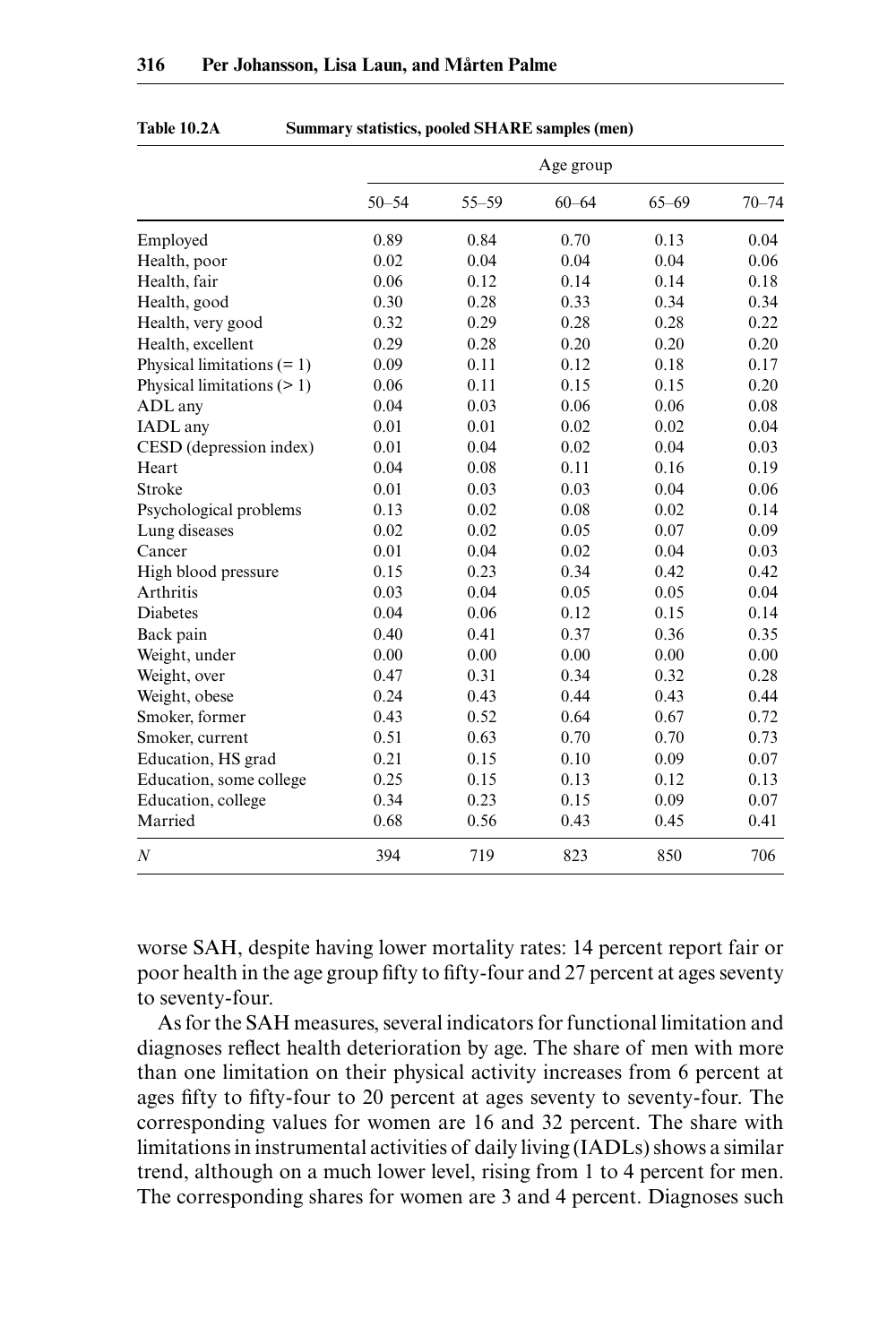**Table 10.2A Summary statistics, pooled SHARE samples (men)**

| | Age group | | | | |
|---|---|---|---|---|---|
| | 50–54 | 55–59 | 60–64 | 65–69 | 70–74 |
| Employed | 0.89 | 0.84 | 0.70 | 0.13 | 0.04 |
| Health, poor | 0.02 | 0.04 | 0.04 | 0.04 | 0.06 |
| Health, fair | 0.06 | 0.12 | 0.14 | 0.14 | 0.18 |
| Health, good | 0.30 | 0.28 | 0.33 | 0.34 | 0.34 |
| Health, very good | 0.32 | 0.29 | 0.28 | 0.28 | 0.22 |
| Health, excellent | 0.29 | 0.28 | 0.20 | 0.20 | 0.20 |
| Physical limitations (= 1) | 0.09 | 0.11 | 0.12 | 0.18 | 0.17 |
| Physical limitations (> 1) | 0.06 | 0.11 | 0.15 | 0.15 | 0.20 |
| ADL any | 0.04 | 0.03 | 0.06 | 0.06 | 0.08 |
| IADL any | 0.01 | 0.01 | 0.02 | 0.02 | 0.04 |
| CESD (depression index) | 0.01 | 0.04 | 0.02 | 0.04 | 0.03 |
| Heart | 0.04 | 0.08 | 0.11 | 0.16 | 0.19 |
| Stroke | 0.01 | 0.03 | 0.03 | 0.04 | 0.06 |
| Psychological problems | 0.13 | 0.02 | 0.08 | 0.02 | 0.14 |
| Lung diseases | 0.02 | 0.02 | 0.05 | 0.07 | 0.09 |
| Cancer | 0.01 | 0.04 | 0.02 | 0.04 | 0.03 |
| High blood pressure | 0.15 | 0.23 | 0.34 | 0.42 | 0.42 |
| Arthritis | 0.03 | 0.04 | 0.05 | 0.05 | 0.04 |
| Diabetes | 0.04 | 0.06 | 0.12 | 0.15 | 0.14 |
| Back pain | 0.40 | 0.41 | 0.37 | 0.36 | 0.35 |
| Weight, under | 0.00 | 0.00 | 0.00 | 0.00 | 0.00 |
| Weight, over | 0.47 | 0.31 | 0.34 | 0.32 | 0.28 |
| Weight, obese | 0.24 | 0.43 | 0.44 | 0.43 | 0.44 |
| Smoker, former | 0.43 | 0.52 | 0.64 | 0.67 | 0.72 |
| Smoker, current | 0.51 | 0.63 | 0.70 | 0.70 | 0.73 |
| Education, HS grad | 0.21 | 0.15 | 0.10 | 0.09 | 0.07 |
| Education, some college | 0.25 | 0.15 | 0.13 | 0.12 | 0.13 |
| Education, college | 0.34 | 0.23 | 0.15 | 0.09 | 0.07 |
| Married | 0.68 | 0.56 | 0.43 | 0.45 | 0.41 |
| *N* | 394 | 719 | 823 | 850 | 706 |

worse SAH, despite having lower mortality rates: 14 percent report fair or poor health in the age group fifty to fifty-four and 27 percent at ages seventy to seventy-four.

As for the SAH measures, several indicators for functional limitation and diagnoses reflect health deterioration by age. The share of men with more than one limitation on their physical activity increases from 6 percent at ages fifty to fifty-four to 20 percent at ages seventy to seventy-four. The corresponding values for women are 16 and 32 percent. The share with limitations in instrumental activities of daily living (IADLs) shows a similar trend, although on a much lower level, rising from 1 to 4 percent for men. The corresponding shares for women are 3 and 4 percent. Diagnoses such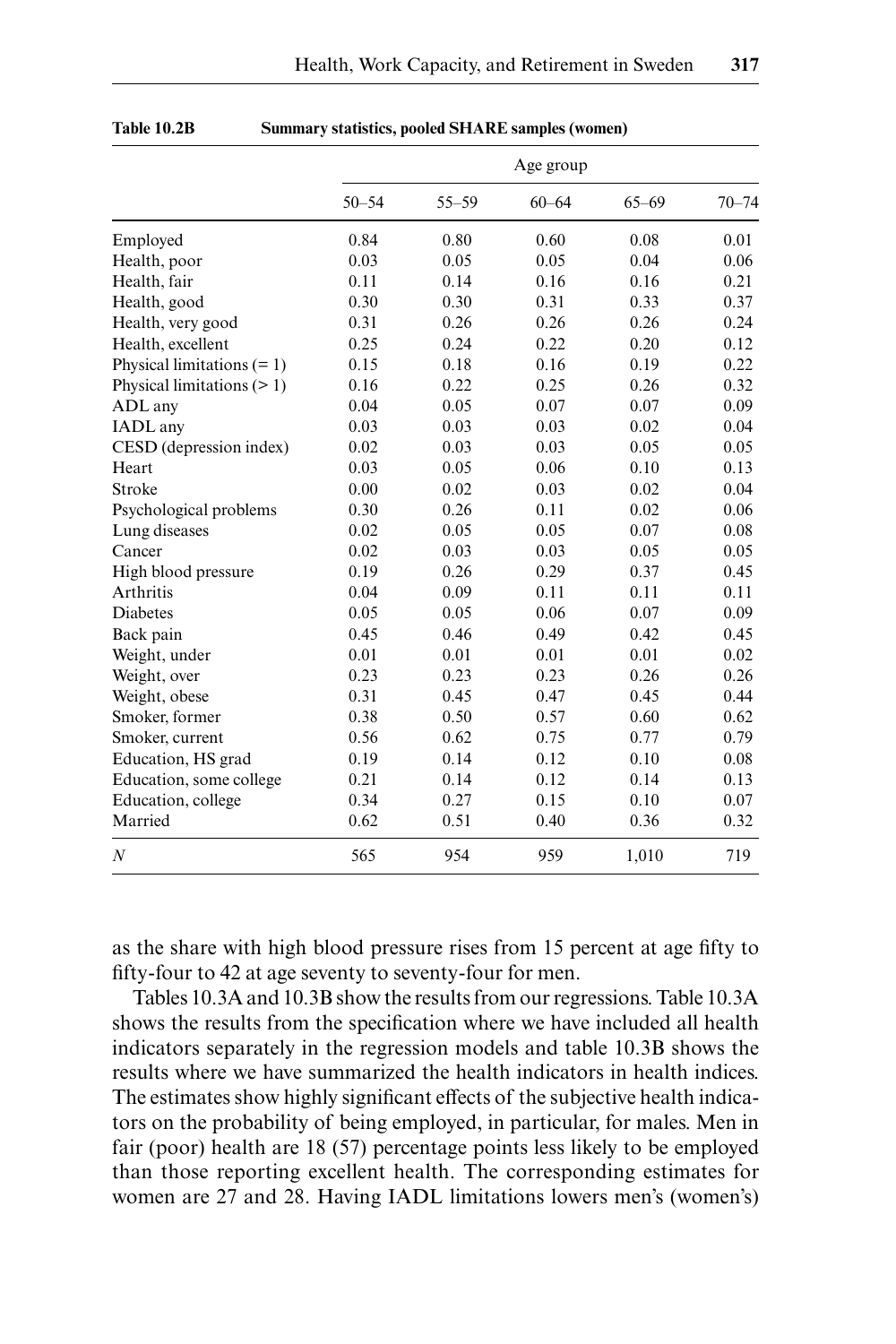**Table 10.2B Summary statistics, pooled SHARE samples (women)**

| | Age group | | | | |
|---|---|---|---|---|---|
| | 50–54 | 55–59 | 60–64 | 65–69 | 70–74 |
| Employed | 0.84 | 0.80 | 0.60 | 0.08 | 0.01 |
| Health, poor | 0.03 | 0.05 | 0.05 | 0.04 | 0.06 |
| Health, fair | 0.11 | 0.14 | 0.16 | 0.16 | 0.21 |
| Health, good | 0.30 | 0.30 | 0.31 | 0.33 | 0.37 |
| Health, very good | 0.31 | 0.26 | 0.26 | 0.26 | 0.24 |
| Health, excellent | 0.25 | 0.24 | 0.22 | 0.20 | 0.12 |
| Physical limitations (= 1) | 0.15 | 0.18 | 0.16 | 0.19 | 0.22 |
| Physical limitations (> 1) | 0.16 | 0.22 | 0.25 | 0.26 | 0.32 |
| ADL any | 0.04 | 0.05 | 0.07 | 0.07 | 0.09 |
| IADL any | 0.03 | 0.03 | 0.03 | 0.02 | 0.04 |
| CESD (depression index) | 0.02 | 0.03 | 0.03 | 0.05 | 0.05 |
| Heart | 0.03 | 0.05 | 0.06 | 0.10 | 0.13 |
| Stroke | 0.00 | 0.02 | 0.03 | 0.02 | 0.04 |
| Psychological problems | 0.30 | 0.26 | 0.11 | 0.02 | 0.06 |
| Lung diseases | 0.02 | 0.05 | 0.05 | 0.07 | 0.08 |
| Cancer | 0.02 | 0.03 | 0.03 | 0.05 | 0.05 |
| High blood pressure | 0.19 | 0.26 | 0.29 | 0.37 | 0.45 |
| Arthritis | 0.04 | 0.09 | 0.11 | 0.11 | 0.11 |
| Diabetes | 0.05 | 0.05 | 0.06 | 0.07 | 0.09 |
| Back pain | 0.45 | 0.46 | 0.49 | 0.42 | 0.45 |
| Weight, under | 0.01 | 0.01 | 0.01 | 0.01 | 0.02 |
| Weight, over | 0.23 | 0.23 | 0.23 | 0.26 | 0.26 |
| Weight, obese | 0.31 | 0.45 | 0.47 | 0.45 | 0.44 |
| Smoker, former | 0.38 | 0.50 | 0.57 | 0.60 | 0.62 |
| Smoker, current | 0.56 | 0.62 | 0.75 | 0.77 | 0.79 |
| Education, HS grad | 0.19 | 0.14 | 0.12 | 0.10 | 0.08 |
| Education, some college | 0.21 | 0.14 | 0.12 | 0.14 | 0.13 |
| Education, college | 0.34 | 0.27 | 0.15 | 0.10 | 0.07 |
| Married | 0.62 | 0.51 | 0.40 | 0.36 | 0.32 |
| *N* | 565 | 954 | 959 | 1,010 | 719 |

as the share with high blood pressure rises from 15 percent at age fifty to fifty-four to 42 at age seventy to seventy-four for men.

Tables 10.3A and 10.3B show the results from our regressions. Table 10.3A shows the results from the specification where we have included all health indicators separately in the regression models and table 10.3B shows the results where we have summarized the health indicators in health indices. The estimates show highly significant effects of the subjective health indicators on the probability of being employed, in particular, for males. Men in fair (poor) health are 18 (57) percentage points less likely to be employed than those reporting excellent health. The corresponding estimates for women are 27 and 28. Having IADL limitations lowers men's (women's)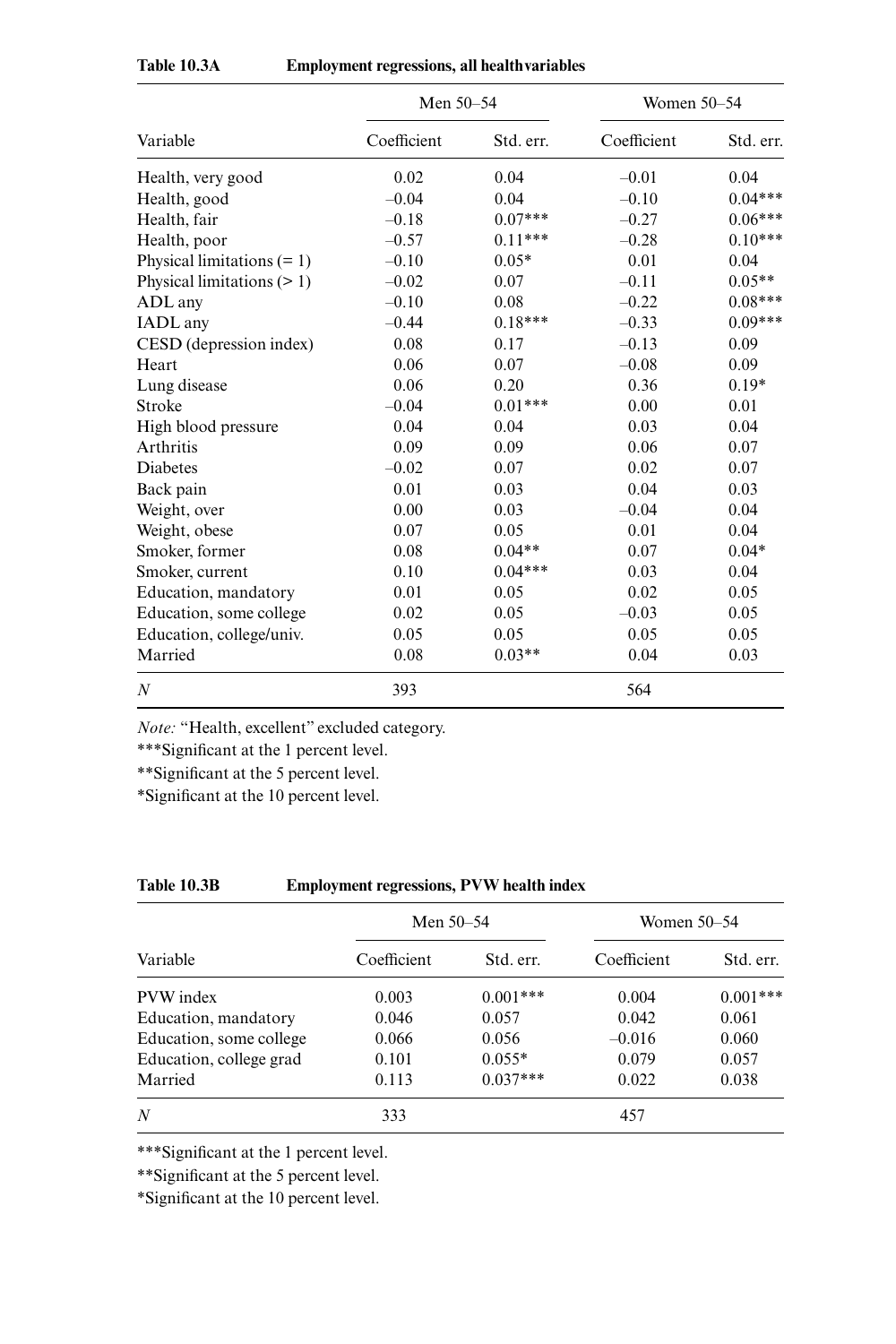**Table 10.3A Employment regressions, all health variables**

| Variable | Men 50–54 | | Women 50–54 | |
|---|---|---|---|---|
| | Coefficient | Std. err. | Coefficient | Std. err. |
| Health, very good | 0.02 | 0.04 | –0.01 | 0.04 |
| Health, good | –0.04 | 0.04 | –0.10 | 0.04*** |
| Health, fair | –0.18 | 0.07*** | –0.27 | 0.06*** |
| Health, poor | –0.57 | 0.11*** | –0.28 | 0.10*** |
| Physical limitations (= 1) | –0.10 | 0.05* | 0.01 | 0.04 |
| Physical limitations (> 1) | –0.02 | 0.07 | –0.11 | 0.05** |
| ADL any | –0.10 | 0.08 | –0.22 | 0.08*** |
| IADL any | –0.44 | 0.18*** | –0.33 | 0.09*** |
| CESD (depression index) | 0.08 | 0.17 | –0.13 | 0.09 |
| Heart | 0.06 | 0.07 | –0.08 | 0.09 |
| Lung disease | 0.06 | 0.20 | 0.36 | 0.19* |
| Stroke | –0.04 | 0.01*** | 0.00 | 0.01 |
| High blood pressure | 0.04 | 0.04 | 0.03 | 0.04 |
| Arthritis | 0.09 | 0.09 | 0.06 | 0.07 |
| Diabetes | –0.02 | 0.07 | 0.02 | 0.07 |
| Back pain | 0.01 | 0.03 | 0.04 | 0.03 |
| Weight, over | 0.00 | 0.03 | –0.04 | 0.04 |
| Weight, obese | 0.07 | 0.05 | 0.01 | 0.04 |
| Smoker, former | 0.08 | 0.04** | 0.07 | 0.04* |
| Smoker, current | 0.10 | 0.04*** | 0.03 | 0.04 |
| Education, mandatory | 0.01 | 0.05 | 0.02 | 0.05 |
| Education, some college | 0.02 | 0.05 | –0.03 | 0.05 |
| Education, college/univ. | 0.05 | 0.05 | 0.05 | 0.05 |
| Married | 0.08 | 0.03** | 0.04 | 0.03 |
| *N* | 393 | | 564 | |

*Note:* "Health, excellent" excluded category.

***Significant at the 1 percent level.

**Significant at the 5 percent level.

*Significant at the 10 percent level.

**Table 10.3B Employment regressions, PVW health index**

| Variable | Men 50–54 | | Women 50–54 | |
|---|---|---|---|---|
| | Coefficient | Std. err. | Coefficient | Std. err. |
| PVW index | 0.003 | 0.001*** | 0.004 | 0.001*** |
| Education, mandatory | 0.046 | 0.057 | 0.042 | 0.061 |
| Education, some college | 0.066 | 0.056 | –0.016 | 0.060 |
| Education, college grad | 0.101 | 0.055* | 0.079 | 0.057 |
| Married | 0.113 | 0.037*** | 0.022 | 0.038 |
| *N* | 333 | | 457 | |

***Significant at the 1 percent level.

**Significant at the 5 percent level.

*Significant at the 10 percent level.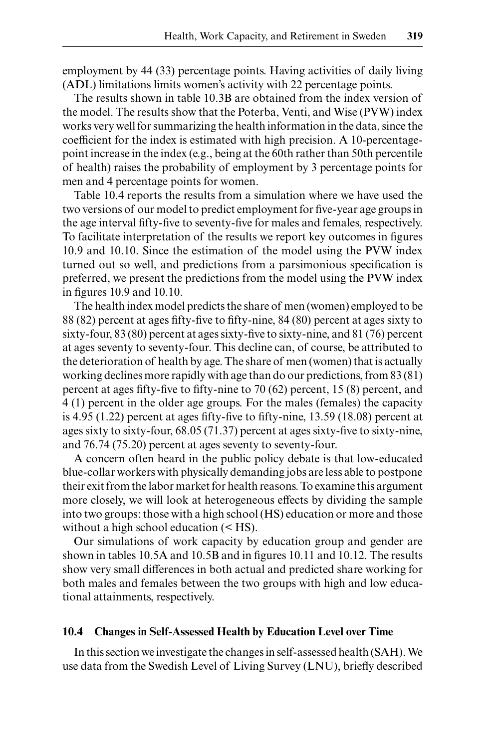employment by 44 (33) percentage points. Having activities of daily living (ADL) limitations limits women's activity with 22 percentage points.

The results shown in table 10.3B are obtained from the index version of the model. The results show that the Poterba, Venti, and Wise (PVW) index works very well for summarizing the health information in the data, since the coefficient for the index is estimated with high precision. A 10-percentage-point increase in the index (e.g., being at the 60th rather than 50th percentile of health) raises the probability of employment by 3 percentage points for men and 4 percentage points for women.

Table 10.4 reports the results from a simulation where we have used the two versions of our model to predict employment for five-year age groups in the age interval fifty-five to seventy-five for males and females, respectively. To facilitate interpretation of the results we report key outcomes in figures 10.9 and 10.10. Since the estimation of the model using the PVW index turned out so well, and predictions from a parsimonious specification is preferred, we present the predictions from the model using the PVW index in figures 10.9 and 10.10.

The health index model predicts the share of men (women) employed to be 88 (82) percent at ages fifty-five to fifty-nine, 84 (80) percent at ages sixty to sixty-four, 83 (80) percent at ages sixty-five to sixty-nine, and 81 (76) percent at ages seventy to seventy-four. This decline can, of course, be attributed to the deterioration of health by age. The share of men (women) that is actually working declines more rapidly with age than do our predictions, from 83 (81) percent at ages fifty-five to fifty-nine to 70 (62) percent, 15 (8) percent, and 4 (1) percent in the older age groups. For the males (females) the capacity is 4.95 (1.22) percent at ages fifty-five to fifty-nine, 13.59 (18.08) percent at ages sixty to sixty-four, 68.05 (71.37) percent at ages sixty-five to sixty-nine, and 76.74 (75.20) percent at ages seventy to seventy-four.

A concern often heard in the public policy debate is that low-educated blue-collar workers with physically demanding jobs are less able to postpone their exit from the labor market for health reasons. To examine this argument more closely, we will look at heterogeneous effects by dividing the sample into two groups: those with a high school (HS) education or more and those without a high school education (< HS).

Our simulations of work capacity by education group and gender are shown in tables 10.5A and 10.5B and in figures 10.11 and 10.12. The results show very small differences in both actual and predicted share working for both males and females between the two groups with high and low educational attainments, respectively.

### 10.4 Changes in Self-Assessed Health by Education Level over Time

In this section we investigate the changes in self-assessed health (SAH). We use data from the Swedish Level of Living Survey (LNU), briefly described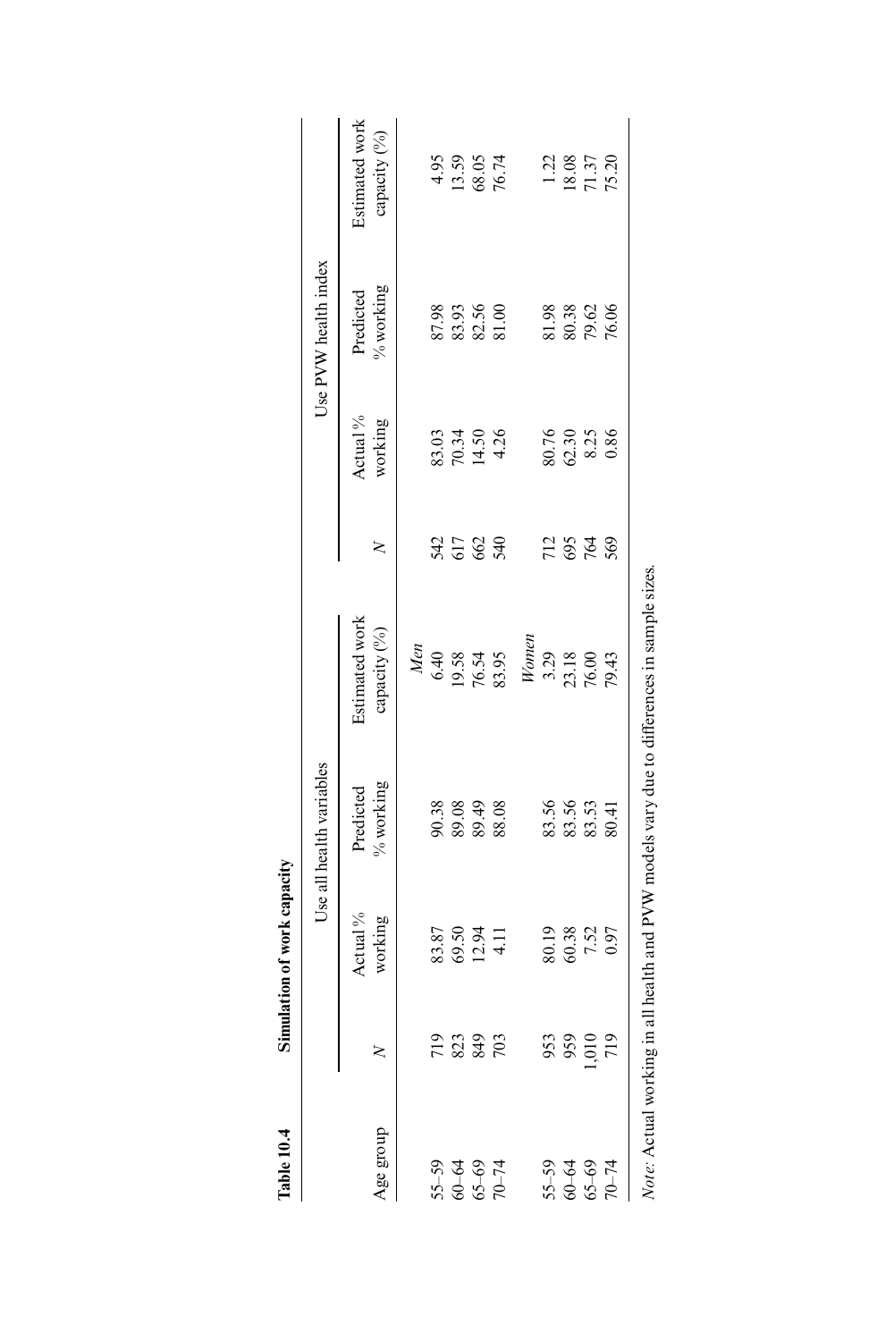**Table 10.4 Simulation of work capacity**

| Age group | Use all health variables | | | | Use PVW health index | | | |
|---|---|---|---|---|---|---|---|---|
| | $N$ | Actual % working | Predicted % working | Estimated work capacity (%) | $N$ | Actual % working | Predicted % working | Estimated work capacity (%) |
| | | | | *Men* | | | | |
| 55–59 | 719 | 83.87 | 90.38 | 6.40 | 542 | 83.03 | 87.98 | 4.95 |
| 60–64 | 823 | 69.50 | 89.08 | 19.58 | 617 | 70.34 | 83.93 | 13.59 |
| 65–69 | 849 | 12.94 | 89.49 | 76.54 | 662 | 14.50 | 82.56 | 68.05 |
| 70–74 | 703 | 4.11 | 88.08 | 83.95 | 540 | 4.26 | 81.00 | 76.74 |
| | | | | *Women* | | | | |
| 55–59 | 953 | 80.19 | 83.56 | 3.29 | 712 | 80.76 | 81.98 | 1.22 |
| 60–64 | 959 | 60.38 | 83.56 | 23.18 | 695 | 62.30 | 80.38 | 18.08 |
| 65–69 | 1,010 | 7.52 | 83.53 | 76.00 | 764 | 8.25 | 79.62 | 71.37 |
| 70–74 | 719 | 0.97 | 80.41 | 79.43 | 569 | 0.86 | 76.06 | 75.20 |

*Note*: Actual working in all health and PVW models vary due to differences in sample sizes.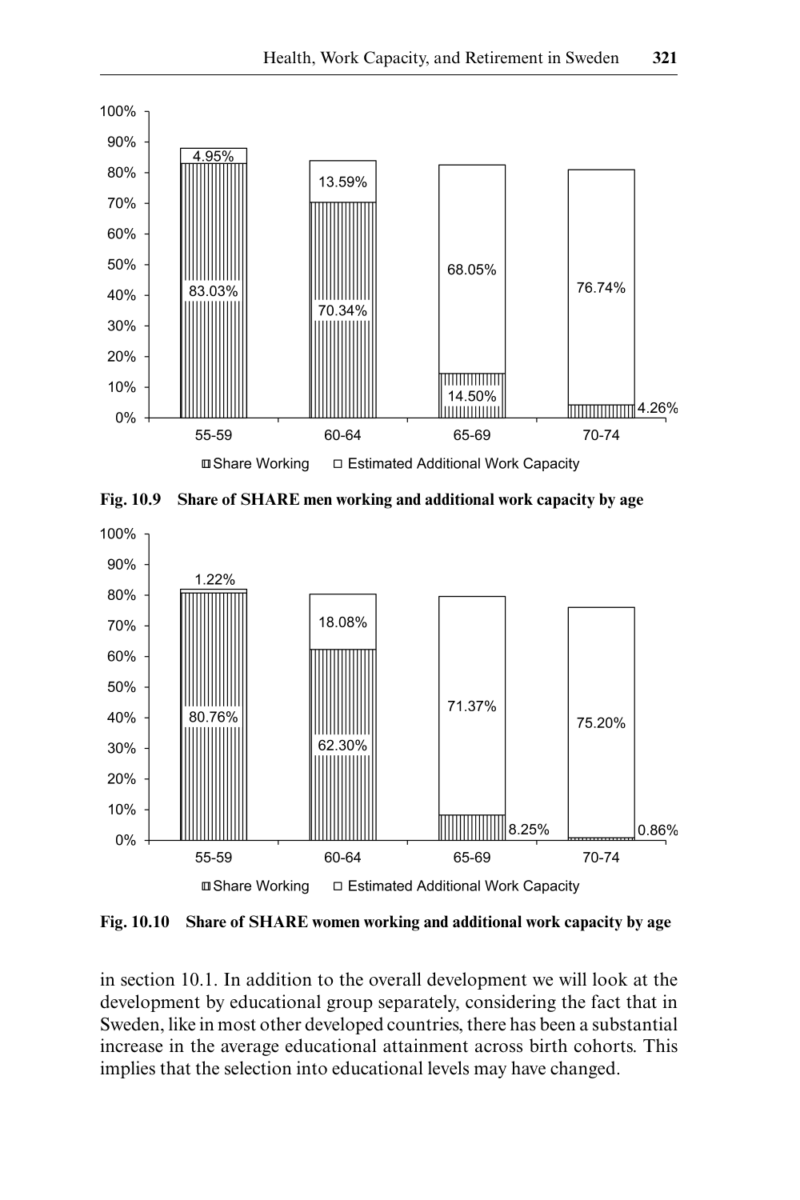Fig. 10.9 Share of SHARE men working and additional work capacity by age

Fig. 10.10 Share of SHARE women working and additional work capacity by age

in section 10.1. In addition to the overall development we will look at the development by educational group separately, considering the fact that in Sweden, like in most other developed countries, there has been a substantial increase in the average educational attainment across birth cohorts. This implies that the selection into educational levels may have changed.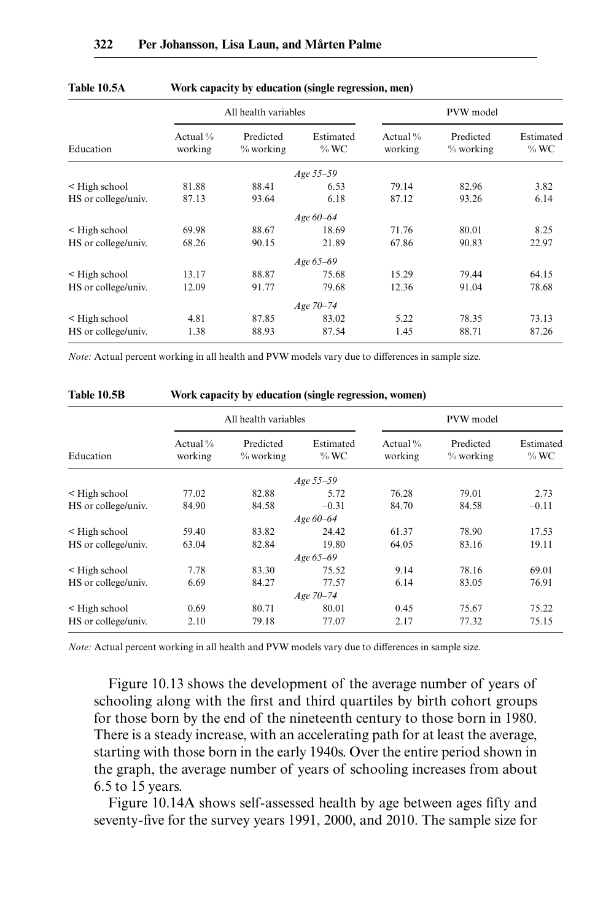**Table 10.5A Work capacity by education (single regression, men)**

| | All health variables | | | PVW model | | |
|---|---|---|---|---|---|---|
| Education | Actual % working | Predicted % working | Estimated % WC | Actual % working | Predicted % working | Estimated % WC |
| | | | *Age 55–59* | | | |
| < High school | 81.88 | 88.41 | 6.53 | 79.14 | 82.96 | 3.82 |
| HS or college/univ. | 87.13 | 93.64 | 6.18 | 87.12 | 93.26 | 6.14 |
| | | | *Age 60–64* | | | |
| < High school | 69.98 | 88.67 | 18.69 | 71.76 | 80.01 | 8.25 |
| HS or college/univ. | 68.26 | 90.15 | 21.89 | 67.86 | 90.83 | 22.97 |
| | | | *Age 65–69* | | | |
| < High school | 13.17 | 88.87 | 75.68 | 15.29 | 79.44 | 64.15 |
| HS or college/univ. | 12.09 | 91.77 | 79.68 | 12.36 | 91.04 | 78.68 |
| | | | *Age 70–74* | | | |
| < High school | 4.81 | 87.85 | 83.02 | 5.22 | 78.35 | 73.13 |
| HS or college/univ. | 1.38 | 88.93 | 87.54 | 1.45 | 88.71 | 87.26 |

*Note:* Actual percent working in all health and PVW models vary due to differences in sample size.

**Table 10.5B Work capacity by education (single regression, women)**

| | All health variables | | | PVW model | | |
|---|---|---|---|---|---|---|
| Education | Actual % working | Predicted % working | Estimated % WC | Actual % working | Predicted % working | Estimated % WC |
| | | | *Age 55–59* | | | |
| < High school | 77.02 | 82.88 | 5.72 | 76.28 | 79.01 | 2.73 |
| HS or college/univ. | 84.90 | 84.58 | –0.31 | 84.70 | 84.58 | –0.11 |
| | | | *Age 60–64* | | | |
| < High school | 59.40 | 83.82 | 24.42 | 61.37 | 78.90 | 17.53 |
| HS or college/univ. | 63.04 | 82.84 | 19.80 | 64.05 | 83.16 | 19.11 |
| | | | *Age 65–69* | | | |
| < High school | 7.78 | 83.30 | 75.52 | 9.14 | 78.16 | 69.01 |
| HS or college/univ. | 6.69 | 84.27 | 77.57 | 6.14 | 83.05 | 76.91 |
| | | | *Age 70–74* | | | |
| < High school | 0.69 | 80.71 | 80.01 | 0.45 | 75.67 | 75.22 |
| HS or college/univ. | 2.10 | 79.18 | 77.07 | 2.17 | 77.32 | 75.15 |

*Note:* Actual percent working in all health and PVW models vary due to differences in sample size.

Figure 10.13 shows the development of the average number of years of schooling along with the first and third quartiles by birth cohort groups for those born by the end of the nineteenth century to those born in 1980. There is a steady increase, with an accelerating path for at least the average, starting with those born in the early 1940s. Over the entire period shown in the graph, the average number of years of schooling increases from about 6.5 to 15 years.

Figure 10.14A shows self-assessed health by age between ages fifty and seventy-five for the survey years 1991, 2000, and 2010. The sample size for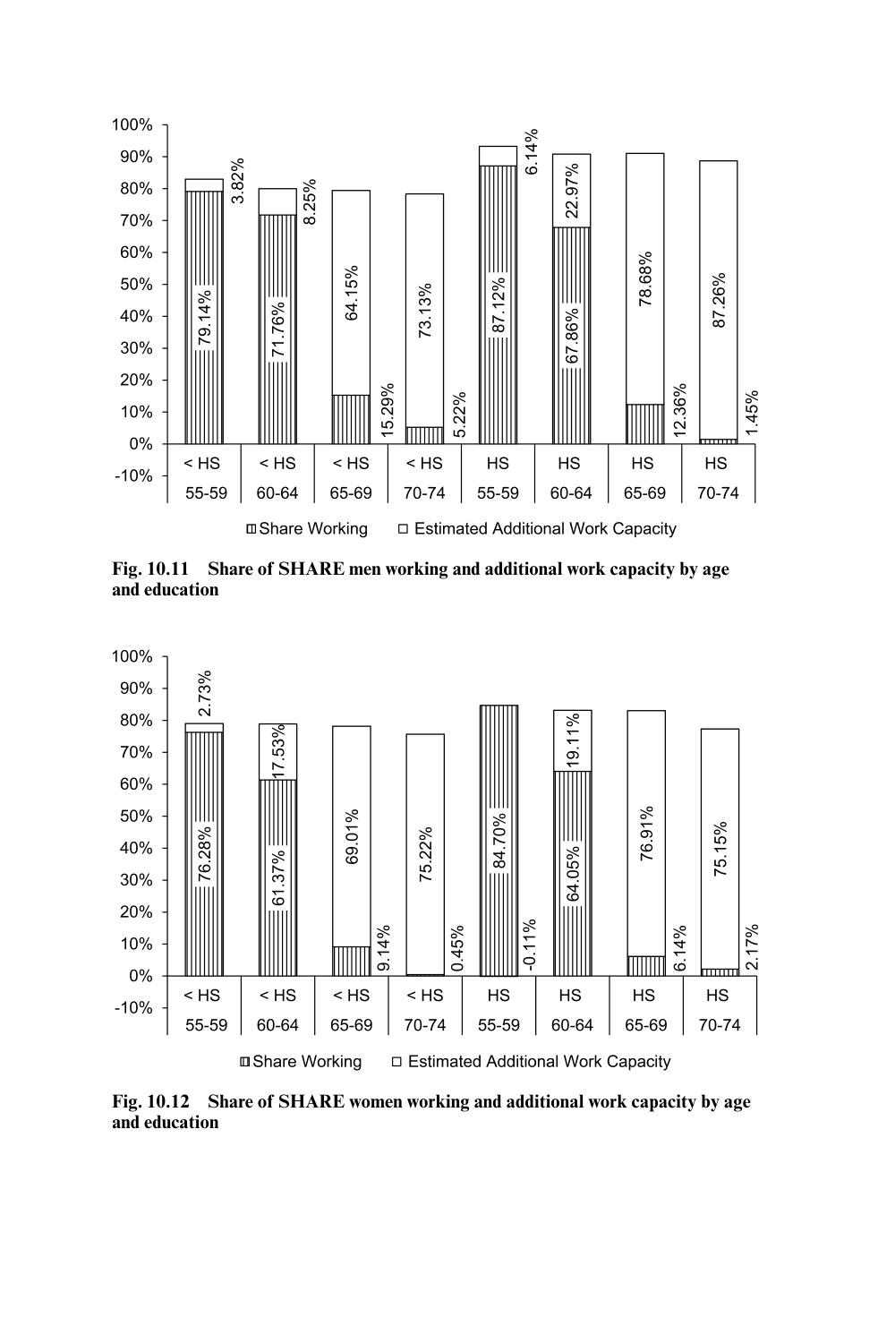Fig. 10.11 Share of SHARE men working and additional work capacity by age and education

Fig. 10.12 Share of SHARE women working and additional work capacity by age and education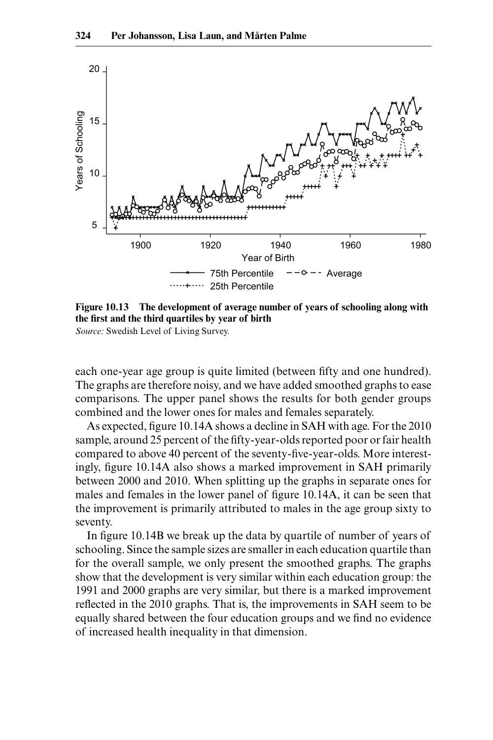**Figure 10.13 The development of average number of years of schooling along with the first and the third quartiles by year of birth**

*Source:* Swedish Level of Living Survey.

each one-year age group is quite limited (between fifty and one hundred). The graphs are therefore noisy, and we have added smoothed graphs to ease comparisons. The upper panel shows the results for both gender groups combined and the lower ones for males and females separately.

As expected, figure 10.14A shows a decline in SAH with age. For the 2010 sample, around 25 percent of the fifty-year-olds reported poor or fair health compared to above 40 percent of the seventy-five-year-olds. More interestingly, figure 10.14A also shows a marked improvement in SAH primarily between 2000 and 2010. When splitting up the graphs in separate ones for males and females in the lower panel of figure 10.14A, it can be seen that the improvement is primarily attributed to males in the age group sixty to seventy.

In figure 10.14B we break up the data by quartile of number of years of schooling. Since the sample sizes are smaller in each education quartile than for the overall sample, we only present the smoothed graphs. The graphs show that the development is very similar within each education group: the 1991 and 2000 graphs are very similar, but there is a marked improvement reflected in the 2010 graphs. That is, the improvements in SAH seem to be equally shared between the four education groups and we find no evidence of increased health inequality in that dimension.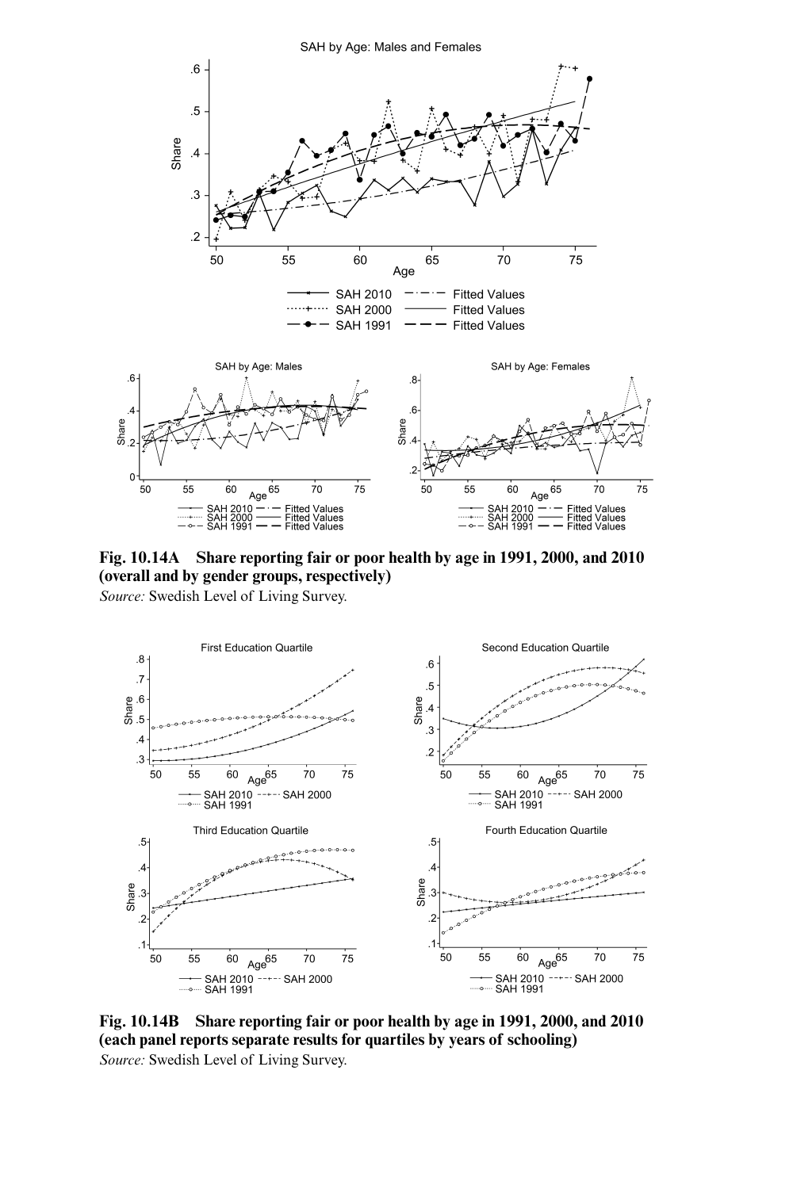**Fig. 10.14A Share reporting fair or poor health by age in 1991, 2000, and 2010 (overall and by gender groups, respectively)**
*Source:* Swedish Level of Living Survey.

**Fig. 10.14B Share reporting fair or poor health by age in 1991, 2000, and 2010 (each panel reports separate results for quartiles by years of schooling)**
*Source:* Swedish Level of Living Survey.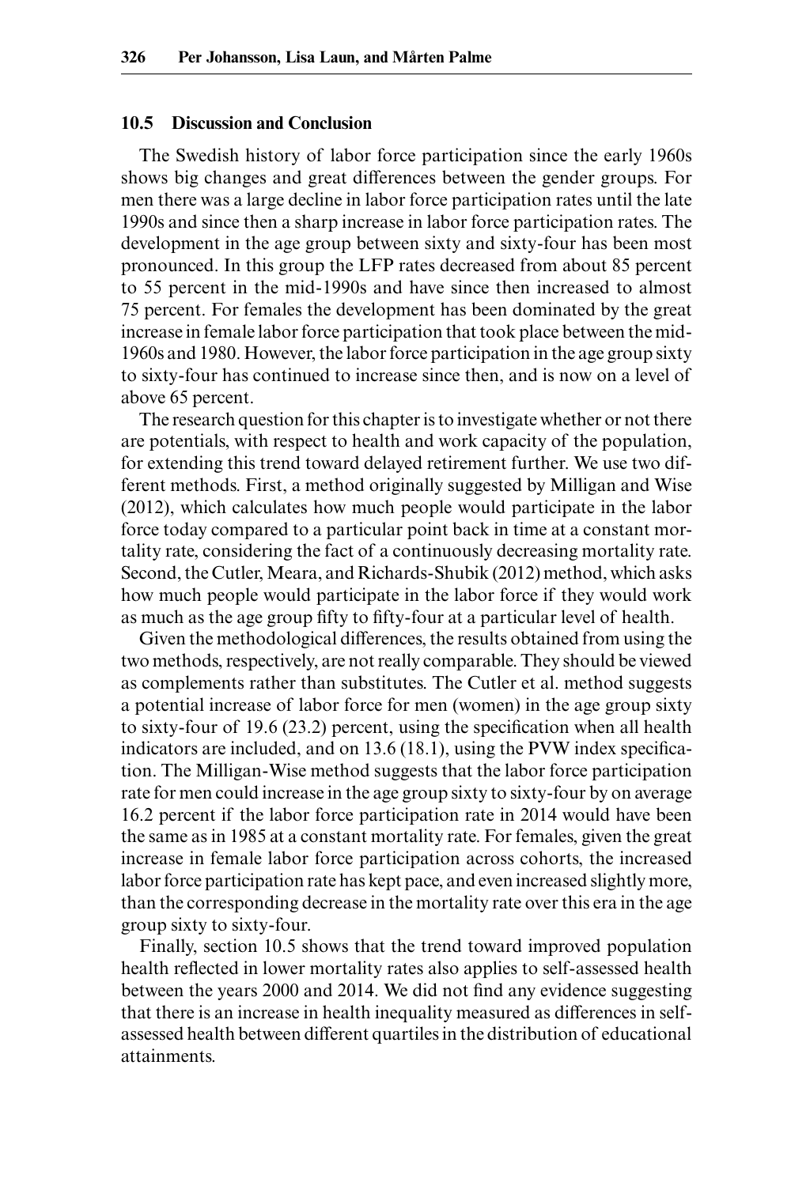### 10.5 Discussion and Conclusion

The Swedish history of labor force participation since the early 1960s shows big changes and great differences between the gender groups. For men there was a large decline in labor force participation rates until the late 1990s and since then a sharp increase in labor force participation rates. The development in the age group between sixty and sixty-four has been most pronounced. In this group the LFP rates decreased from about 85 percent to 55 percent in the mid-1990s and have since then increased to almost 75 percent. For females the development has been dominated by the great increase in female labor force participation that took place between the mid-1960s and 1980. However, the labor force participation in the age group sixty to sixty-four has continued to increase since then, and is now on a level of above 65 percent.

The research question for this chapter is to investigate whether or not there are potentials, with respect to health and work capacity of the population, for extending this trend toward delayed retirement further. We use two different methods. First, a method originally suggested by Milligan and Wise (2012), which calculates how much people would participate in the labor force today compared to a particular point back in time at a constant mortality rate, considering the fact of a continuously decreasing mortality rate. Second, the Cutler, Meara, and Richards-Shubik (2012) method, which asks how much people would participate in the labor force if they would work as much as the age group fifty to fifty-four at a particular level of health.

Given the methodological differences, the results obtained from using the two methods, respectively, are not really comparable. They should be viewed as complements rather than substitutes. The Cutler et al. method suggests a potential increase of labor force for men (women) in the age group sixty to sixty-four of 19.6 (23.2) percent, using the specification when all health indicators are included, and on 13.6 (18.1), using the PVW index specification. The Milligan-Wise method suggests that the labor force participation rate for men could increase in the age group sixty to sixty-four by on average 16.2 percent if the labor force participation rate in 2014 would have been the same as in 1985 at a constant mortality rate. For females, given the great increase in female labor force participation across cohorts, the increased labor force participation rate has kept pace, and even increased slightly more, than the corresponding decrease in the mortality rate over this era in the age group sixty to sixty-four.

Finally, section 10.5 shows that the trend toward improved population health reflected in lower mortality rates also applies to self-assessed health between the years 2000 and 2014. We did not find any evidence suggesting that there is an increase in health inequality measured as differences in self-assessed health between different quartiles in the distribution of educational attainments.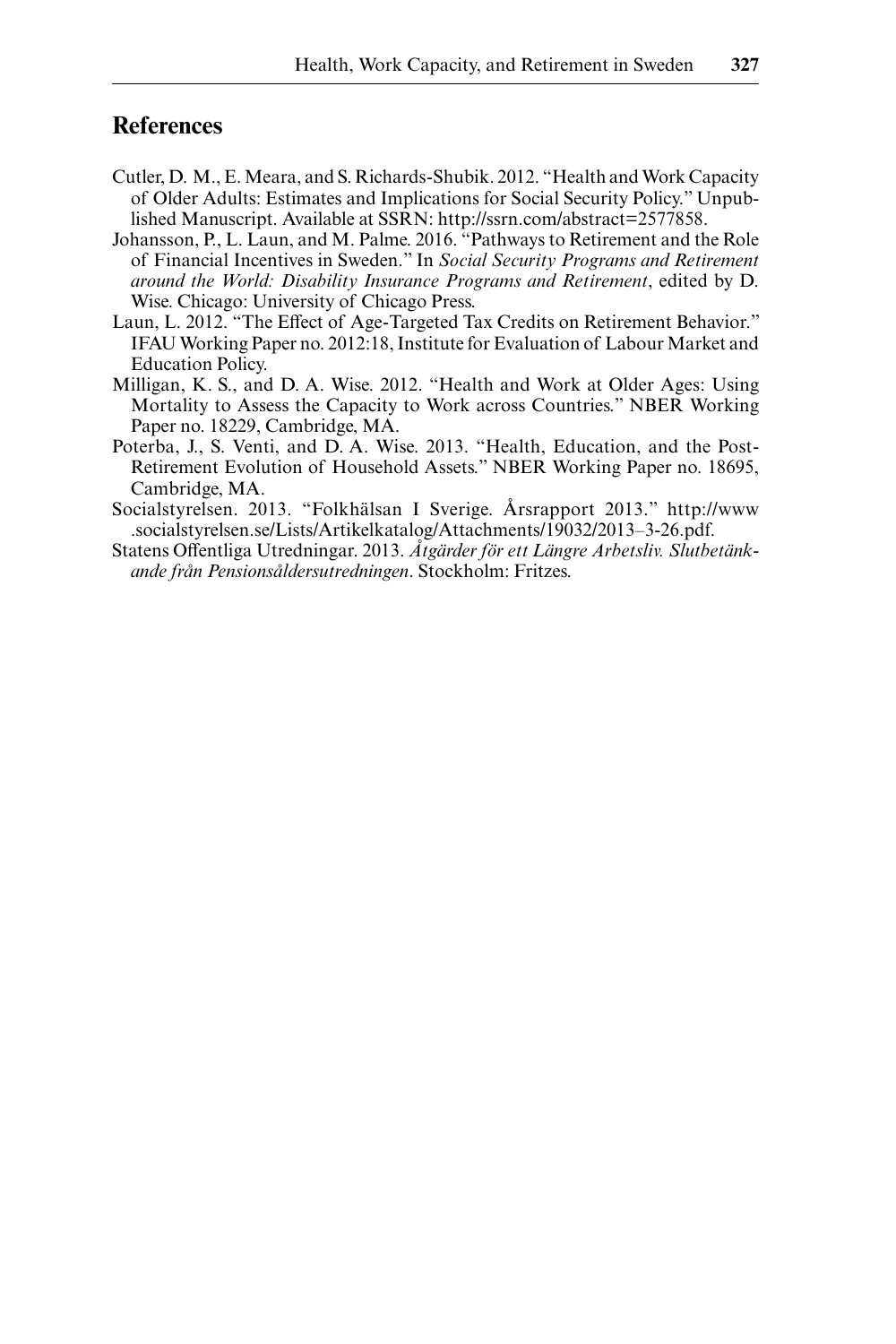## References

Cutler, D. M., E. Meara, and S. Richards-Shubik. 2012. "Health and Work Capacity of Older Adults: Estimates and Implications for Social Security Policy." Unpublished Manuscript. Available at SSRN: http://ssrn.com/abstract=2577858.

Johansson, P., L. Laun, and M. Palme. 2016. "Pathways to Retirement and the Role of Financial Incentives in Sweden." In *Social Security Programs and Retirement around the World: Disability Insurance Programs and Retirement*, edited by D. Wise. Chicago: University of Chicago Press.

Laun, L. 2012. "The Effect of Age-Targeted Tax Credits on Retirement Behavior." IFAU Working Paper no. 2012:18, Institute for Evaluation of Labour Market and Education Policy.

Milligan, K. S., and D. A. Wise. 2012. "Health and Work at Older Ages: Using Mortality to Assess the Capacity to Work across Countries." NBER Working Paper no. 18229, Cambridge, MA.

Poterba, J., S. Venti, and D. A. Wise. 2013. "Health, Education, and the Post-Retirement Evolution of Household Assets." NBER Working Paper no. 18695, Cambridge, MA.

Socialstyrelsen. 2013. "Folkhälsan I Sverige. Årsrapport 2013." http://www.socialstyrelsen.se/Lists/Artikelkatalog/Attachments/19032/2013–3-26.pdf.

Statens Offentliga Utredningar. 2013. *Åtgärder för ett Längre Arbetsliv. Slutbetänkande från Pensionsåldersutredningen*. Stockholm: Fritzes.